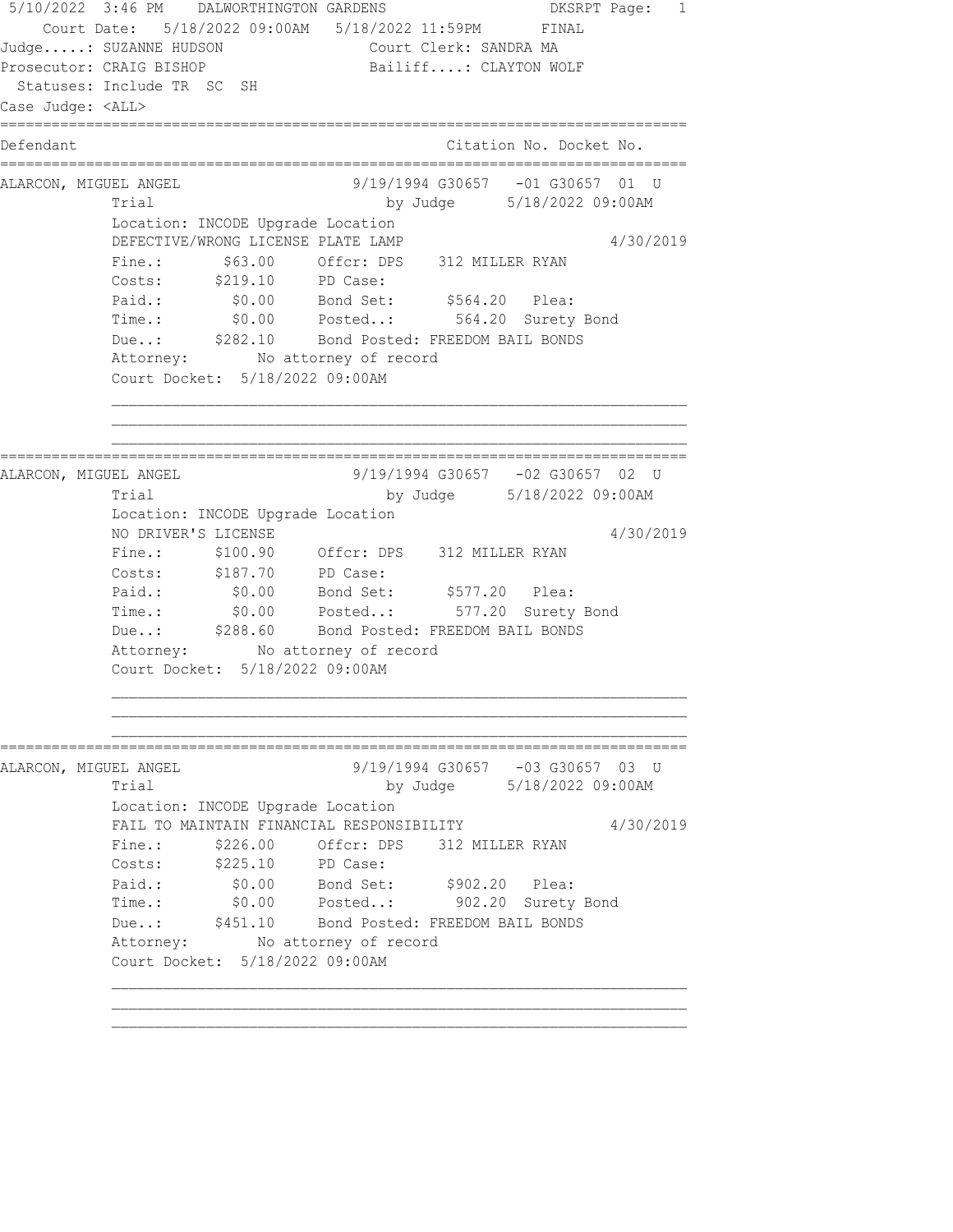5/10/2022 3:46 PM DALWORTHINGTON GARDENS DKSRPT Page: 1

Court Date: 5/18/2022 09:00AM 5/18/2022 11:59PM FINAL

Judge.....: SUZANNE HUDSON Court Clerk: SANDRA MA

Prosecutor: CRAIG BISHOP Bailiff....: CLAYTON WOLF

Statuses: Include TR SC SH

Case Judge: <ALL>

| Defendant | | Citation No. | Docket No. |
|---|---|---|---|

---

**ALARCON, MIGUEL ANGEL** 9/19/1994 G30657 -01 G30657 01 U

Trial by Judge 5/18/2022 09:00AM

Location: INCODE Upgrade Location

DEFECTIVE/WRONG LICENSE PLATE LAMP 4/30/2019

```
Fine.:    $63.00   Offcr: DPS   312 MILLER RYAN
Costs:   $219.10   PD Case:
Paid.:     $0.00   Bond Set:     $564.20   Plea:
Time.:     $0.00   Posted..:      564.20   Surety Bond
Due..:   $282.10   Bond Posted: FREEDOM BAIL BONDS
Attorney:        No attorney of record
Court Docket:  5/18/2022 09:00AM
```

---

**ALARCON, MIGUEL ANGEL** 9/19/1994 G30657 -02 G30657 02 U

Trial by Judge 5/18/2022 09:00AM

Location: INCODE Upgrade Location

NO DRIVER'S LICENSE 4/30/2019

```
Fine.:   $100.90   Offcr: DPS   312 MILLER RYAN
Costs:   $187.70   PD Case:
Paid.:     $0.00   Bond Set:     $577.20   Plea:
Time.:     $0.00   Posted..:      577.20   Surety Bond
Due..:   $288.60   Bond Posted: FREEDOM BAIL BONDS
Attorney:        No attorney of record
Court Docket:  5/18/2022 09:00AM
```

---

**ALARCON, MIGUEL ANGEL** 9/19/1994 G30657 -03 G30657 03 U

Trial by Judge 5/18/2022 09:00AM

Location: INCODE Upgrade Location

FAIL TO MAINTAIN FINANCIAL RESPONSIBILITY 4/30/2019

```
Fine.:   $226.00   Offcr: DPS   312 MILLER RYAN
Costs:   $225.10   PD Case:
Paid.:     $0.00   Bond Set:     $902.20   Plea:
Time.:     $0.00   Posted..:      902.20   Surety Bond
Due..:   $451.10   Bond Posted: FREEDOM BAIL BONDS
Attorney:        No attorney of record
Court Docket:  5/18/2022 09:00AM
```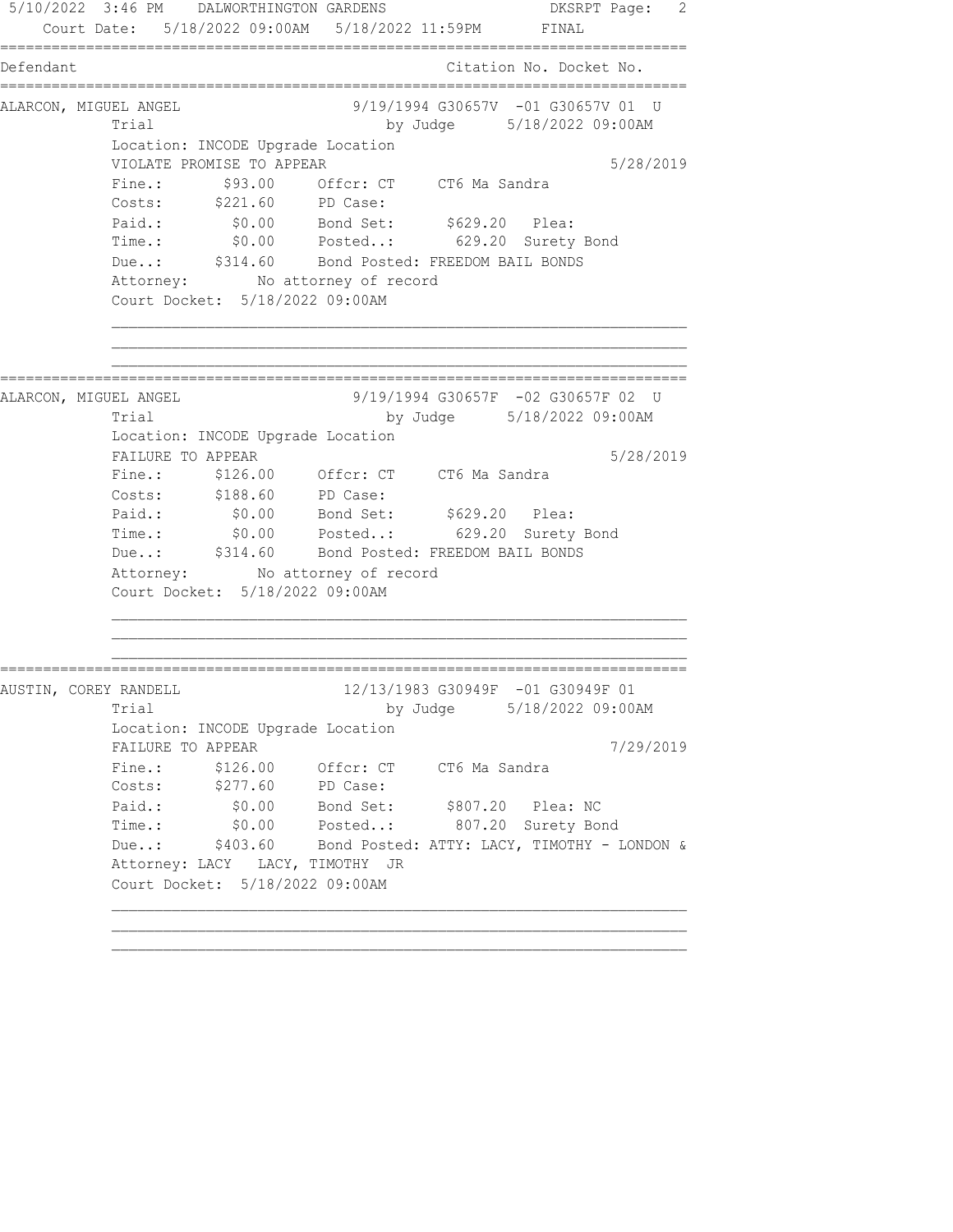5/10/2022 3:46 PM DALWORTHINGTON GARDENS DKSRPT Page: 2
Court Date: 5/18/2022 09:00AM 5/18/2022 11:59PM FINAL

```
================================================================================
Defendant                                          Citation No. Docket No.
================================================================================
ALARCON, MIGUEL ANGEL               9/19/1994 G30657V  -01 G30657V 01  U
         Trial                          by Judge      5/18/2022 09:00AM
         Location: INCODE Upgrade Location
         VIOLATE PROMISE TO APPEAR                                 5/28/2019
         Fine.:       $93.00     Offcr: CT     CT6 Ma Sandra
         Costs:      $221.60     PD Case:
         Paid.:        $0.00     Bond Set:      $629.20   Plea:
         Time.:        $0.00     Posted..:       629.20  Surety Bond
         Due..:      $314.60     Bond Posted: FREEDOM BAIL BONDS
         Attorney:        No attorney of record
         Court Docket:  5/18/2022 09:00AM

         ______________________________________________________________
         ______________________________________________________________
         ______________________________________________________________
================================================================================
ALARCON, MIGUEL ANGEL               9/19/1994 G30657F  -02 G30657F 02  U
         Trial                          by Judge      5/18/2022 09:00AM
         Location: INCODE Upgrade Location
         FAILURE TO APPEAR                                         5/28/2019
         Fine.:      $126.00     Offcr: CT     CT6 Ma Sandra
         Costs:      $188.60     PD Case:
         Paid.:        $0.00     Bond Set:      $629.20   Plea:
         Time.:        $0.00     Posted..:       629.20  Surety Bond
         Due..:      $314.60     Bond Posted: FREEDOM BAIL BONDS
         Attorney:        No attorney of record
         Court Docket:  5/18/2022 09:00AM

         ______________________________________________________________
         ______________________________________________________________
         ______________________________________________________________
================================================================================
AUSTIN, COREY RANDELL              12/13/1983 G30949F  -01 G30949F 01
         Trial                          by Judge      5/18/2022 09:00AM
         Location: INCODE Upgrade Location
         FAILURE TO APPEAR                                         7/29/2019
         Fine.:      $126.00     Offcr: CT     CT6 Ma Sandra
         Costs:      $277.60     PD Case:
         Paid.:        $0.00     Bond Set:      $807.20   Plea: NC
         Time.:        $0.00     Posted..:       807.20  Surety Bond
         Due..:      $403.60     Bond Posted: ATTY: LACY, TIMOTHY - LONDON &
         Attorney: LACY   LACY, TIMOTHY  JR
         Court Docket:  5/18/2022 09:00AM

         ______________________________________________________________
         ______________________________________________________________
         ______________________________________________________________
```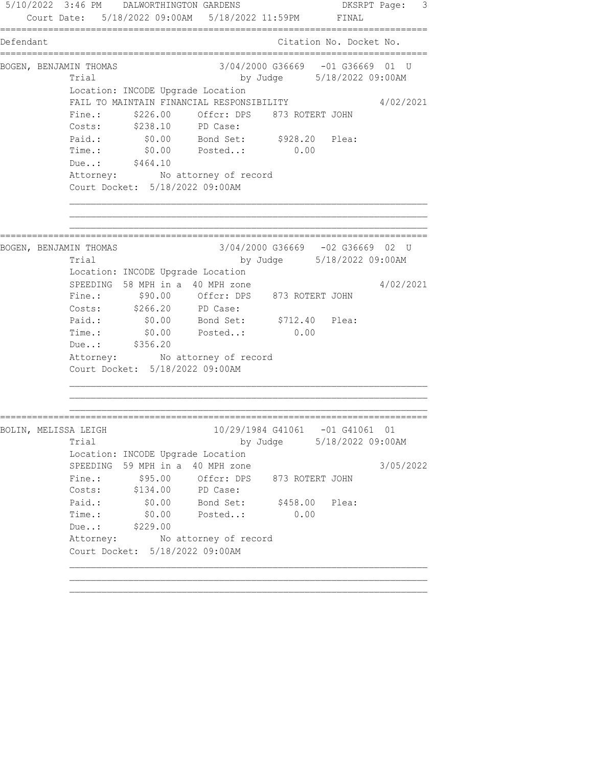5/10/2022 3:46 PM DALWORTHINGTON GARDENS

Court Date: 5/18/2022 09:00AM 5/18/2022 11:59PM FINAL

| Defendant | Citation No. | Docket No. |
|---|---|---|

---

**BOGEN, BENJAMIN THOMAS** — 3/04/2000 G36669 -01 G36669 01 U

Trial by Judge 5/18/2022 09:00AM

Location: INCODE Upgrade Location

FAIL TO MAINTAIN FINANCIAL RESPONSIBILITY 4/02/2021

Fine.: $226.00 Offcr: DPS 873 ROTERT JOHN

Costs: $238.10 PD Case:

Paid.: $0.00 Bond Set: $928.20 Plea:

Time.: $0.00 Posted..: 0.00

Due..: $464.10

Attorney: No attorney of record

Court Docket: 5/18/2022 09:00AM

---

**BOGEN, BENJAMIN THOMAS** — 3/04/2000 G36669 -02 G36669 02 U

Trial by Judge 5/18/2022 09:00AM

Location: INCODE Upgrade Location

SPEEDING 58 MPH in a 40 MPH zone 4/02/2021

Fine.: $90.00 Offcr: DPS 873 ROTERT JOHN

Costs: $266.20 PD Case:

Paid.: $0.00 Bond Set: $712.40 Plea:

Time.: $0.00 Posted..: 0.00

Due..: $356.20

Attorney: No attorney of record

Court Docket: 5/18/2022 09:00AM

---

**BOLIN, MELISSA LEIGH** — 10/29/1984 G41061 -01 G41061 01

Trial by Judge 5/18/2022 09:00AM

Location: INCODE Upgrade Location

SPEEDING 59 MPH in a 40 MPH zone 3/05/2022

Fine.: $95.00 Offcr: DPS 873 ROTERT JOHN

Costs: $134.00 PD Case:

Paid.: $0.00 Bond Set: $458.00 Plea:

Time.: $0.00 Posted..: 0.00

Due..: $229.00

Attorney: No attorney of record

Court Docket: 5/18/2022 09:00AM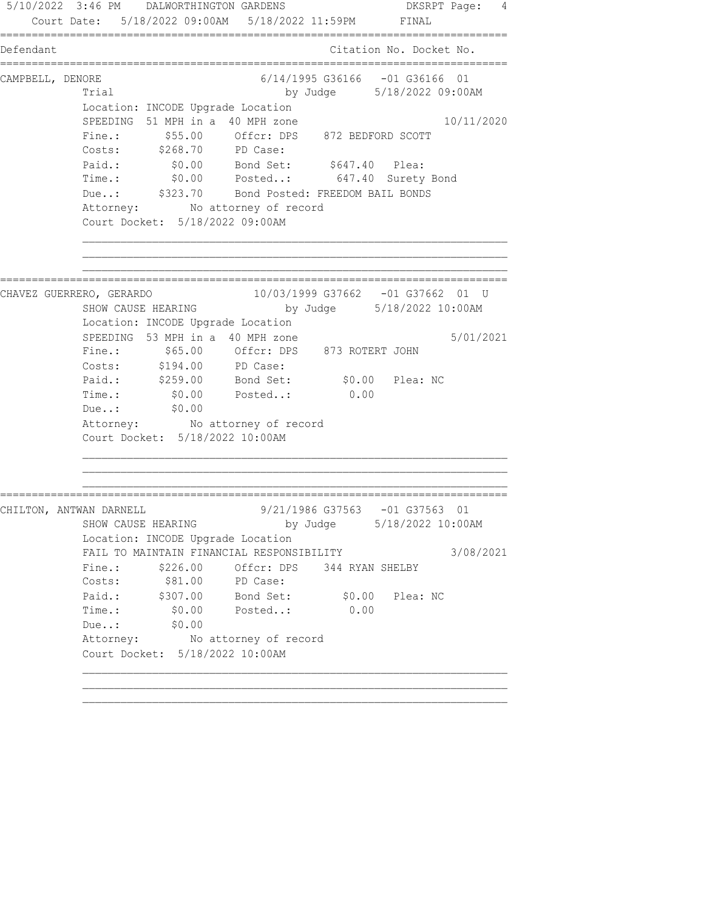Court Date: 5/18/2022 09:00AM 5/18/2022 11:59PM FINAL

| Defendant | Citation No. Docket No. |
|---|---|

**CAMPBELL, DENORE** — 6/14/1995 G36166 -01 G36166 01

Trial by Judge 5/18/2022 09:00AM
Location: INCODE Upgrade Location
SPEEDING 51 MPH in a 40 MPH zone 10/11/2020

| | | | | |
|---|---|---|---|---|
| Fine.: | $55.00 | Offcr: DPS | 872 BEDFORD SCOTT | |
| Costs: | $268.70 | PD Case: | | |
| Paid.: | $0.00 | Bond Set: | $647.40 | Plea: |
| Time.: | $0.00 | Posted..: | 647.40 | Surety Bond |
| Due..: | $323.70 | Bond Posted: FREEDOM BAIL BONDS | | |

Attorney: No attorney of record
Court Docket: 5/18/2022 09:00AM

---

**CHAVEZ GUERRERO, GERARDO** — 10/03/1999 G37662 -01 G37662 01 U

SHOW CAUSE HEARING by Judge 5/18/2022 10:00AM
Location: INCODE Upgrade Location
SPEEDING 53 MPH in a 40 MPH zone 5/01/2021

| | | | | |
|---|---|---|---|---|
| Fine.: | $65.00 | Offcr: DPS | 873 ROTERT JOHN | |
| Costs: | $194.00 | PD Case: | | |
| Paid.: | $259.00 | Bond Set: | $0.00 | Plea: NC |
| Time.: | $0.00 | Posted..: | 0.00 | |
| Due..: | $0.00 | | | |

Attorney: No attorney of record
Court Docket: 5/18/2022 10:00AM

---

**CHILTON, ANTWAN DARNELL** — 9/21/1986 G37563 -01 G37563 01

SHOW CAUSE HEARING by Judge 5/18/2022 10:00AM
Location: INCODE Upgrade Location
FAIL TO MAINTAIN FINANCIAL RESPONSIBILITY 3/08/2021

| | | | | |
|---|---|---|---|---|
| Fine.: | $226.00 | Offcr: DPS | 344 RYAN SHELBY | |
| Costs: | $81.00 | PD Case: | | |
| Paid.: | $307.00 | Bond Set: | $0.00 | Plea: NC |
| Time.: | $0.00 | Posted..: | 0.00 | |
| Due..: | $0.00 | | | |

Attorney: No attorney of record
Court Docket: 5/18/2022 10:00AM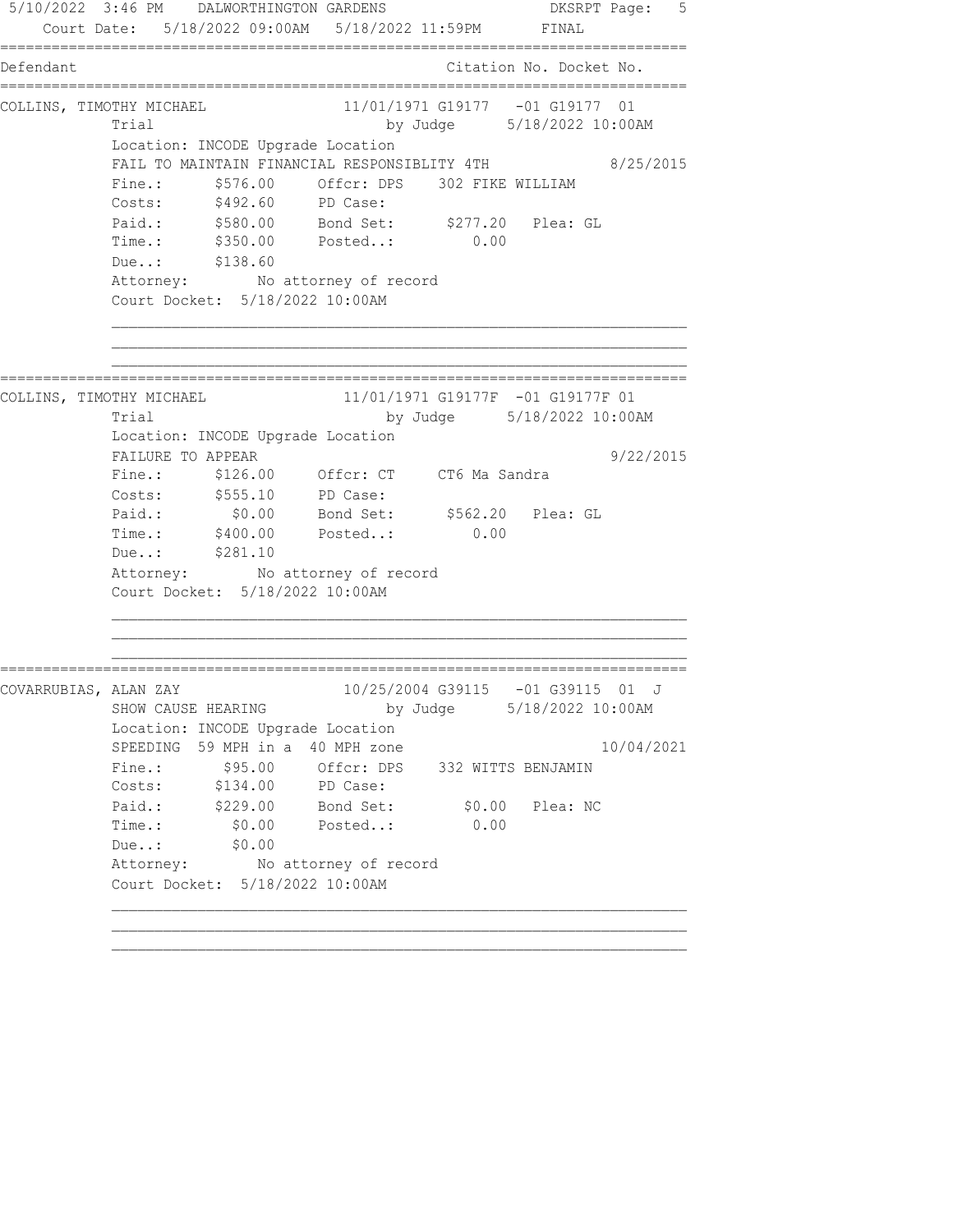5/10/2022 3:46 PM DALWORTHINGTON GARDENS DKSRPT

Court Date: 5/18/2022 09:00AM 5/18/2022 11:59PM FINAL

| Defendant | | Citation No. Docket No. |
|---|---|---|

**COLLINS, TIMOTHY MICHAEL** — 11/01/1971 G19177 -01 G19177 01

Trial by Judge 5/18/2022 10:00AM

Location: INCODE Upgrade Location

FAIL TO MAINTAIN FINANCIAL RESPONSIBLITY 4TH 8/25/2015

| | | | | | |
|---|---|---|---|---|---|
| Fine.: | $576.00 | Offcr: DPS | 302 FIKE WILLIAM | | |
| Costs: | $492.60 | PD Case: | | | |
| Paid.: | $580.00 | Bond Set: | $277.20 | Plea: GL | |
| Time.: | $350.00 | Posted..: | 0.00 | | |
| Due..: | $138.60 | | | | |

Attorney: No attorney of record

Court Docket: 5/18/2022 10:00AM

---

**COLLINS, TIMOTHY MICHAEL** — 11/01/1971 G19177F -01 G19177F 01

Trial by Judge 5/18/2022 10:00AM

Location: INCODE Upgrade Location

FAILURE TO APPEAR 9/22/2015

| | | | | | |
|---|---|---|---|---|---|
| Fine.: | $126.00 | Offcr: CT | CT6 Ma Sandra | | |
| Costs: | $555.10 | PD Case: | | | |
| Paid.: | $0.00 | Bond Set: | $562.20 | Plea: GL | |
| Time.: | $400.00 | Posted..: | 0.00 | | |
| Due..: | $281.10 | | | | |

Attorney: No attorney of record

Court Docket: 5/18/2022 10:00AM

---

**COVARRUBIAS, ALAN ZAY** — 10/25/2004 G39115 -01 G39115 01 J

SHOW CAUSE HEARING by Judge 5/18/2022 10:00AM

Location: INCODE Upgrade Location

SPEEDING 59 MPH in a 40 MPH zone 10/04/2021

| | | | | | |
|---|---|---|---|---|---|
| Fine.: | $95.00 | Offcr: DPS | 332 WITTS BENJAMIN | | |
| Costs: | $134.00 | PD Case: | | | |
| Paid.: | $229.00 | Bond Set: | $0.00 | Plea: NC | |
| Time.: | $0.00 | Posted..: | 0.00 | | |
| Due..: | $0.00 | | | | |

Attorney: No attorney of record

Court Docket: 5/18/2022 10:00AM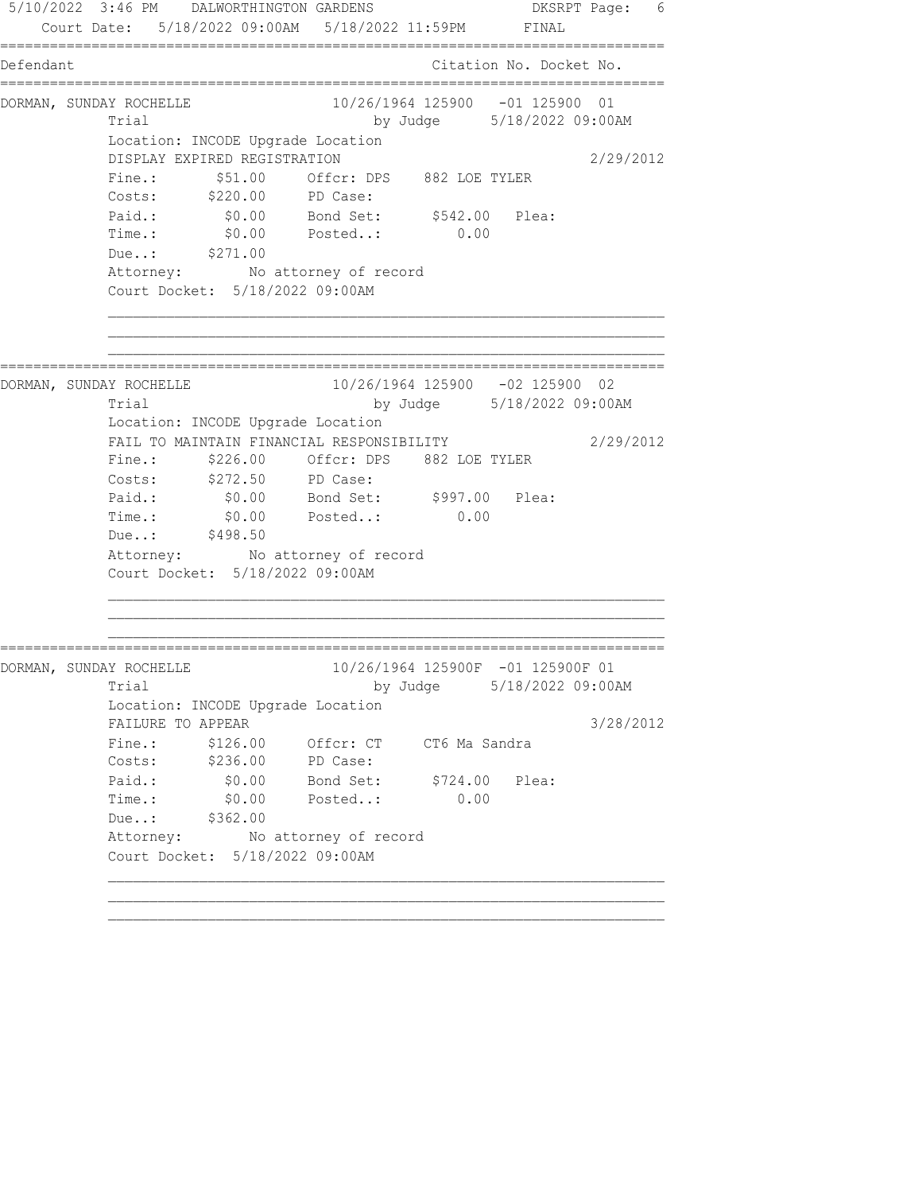5/10/2022 3:46 PM DALWORTHINGTON GARDENS DKSRPT Page: 6
Court Date: 5/18/2022 09:00AM 5/18/2022 11:59PM FINAL

| Defendant | Citation No. Docket No. |
|---|---|

---

**DORMAN, SUNDAY ROCHELLE** 10/26/1964 125900 -01 125900 01

Trial by Judge 5/18/2022 09:00AM

Location: INCODE Upgrade Location

DISPLAY EXPIRED REGISTRATION 2/29/2012

Fine.: $51.00 Offcr: DPS 882 LOE TYLER

Costs: $220.00 PD Case:

Paid.: $0.00 Bond Set: $542.00 Plea:

Time.: $0.00 Posted..: 0.00

Due..: $271.00

Attorney: No attorney of record

Court Docket: 5/18/2022 09:00AM

---

**DORMAN, SUNDAY ROCHELLE** 10/26/1964 125900 -02 125900 02

Trial by Judge 5/18/2022 09:00AM

Location: INCODE Upgrade Location

FAIL TO MAINTAIN FINANCIAL RESPONSIBILITY 2/29/2012

Fine.: $226.00 Offcr: DPS 882 LOE TYLER

Costs: $272.50 PD Case:

Paid.: $0.00 Bond Set: $997.00 Plea:

Time.: $0.00 Posted..: 0.00

Due..: $498.50

Attorney: No attorney of record

Court Docket: 5/18/2022 09:00AM

---

**DORMAN, SUNDAY ROCHELLE** 10/26/1964 125900F -01 125900F 01

Trial by Judge 5/18/2022 09:00AM

Location: INCODE Upgrade Location

FAILURE TO APPEAR 3/28/2012

Fine.: $126.00 Offcr: CT CT6 Ma Sandra

Costs: $236.00 PD Case:

Paid.: $0.00 Bond Set: $724.00 Plea:

Time.: $0.00 Posted..: 0.00

Due..: $362.00

Attorney: No attorney of record

Court Docket: 5/18/2022 09:00AM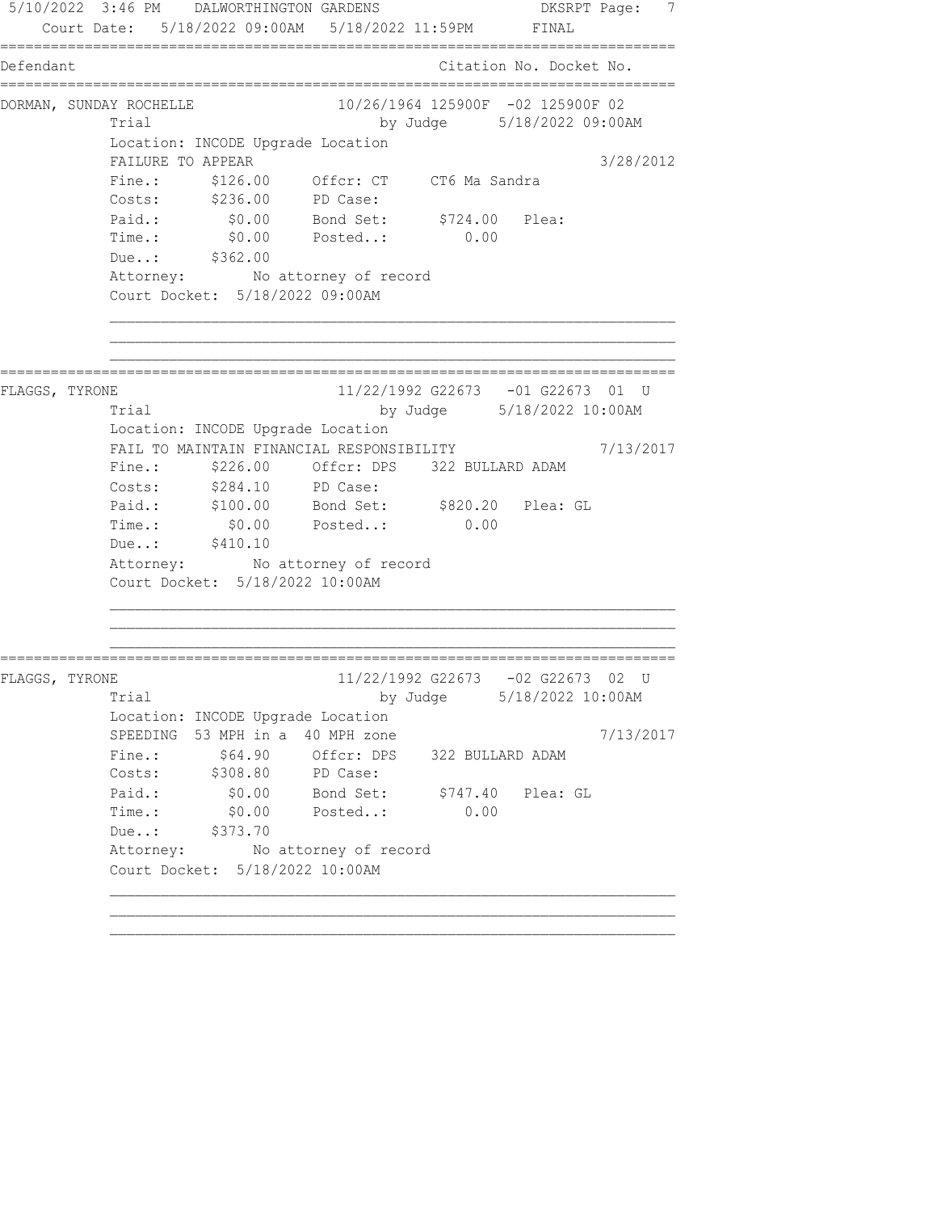5/10/2022 3:46 PM DALWORTHINGTON GARDENS DKSRPT Page: 7

Court Date: 5/18/2022 09:00AM 5/18/2022 11:59PM FINAL

| Defendant | | Citation No. Docket No. |
|---|---|---|

---

**DORMAN, SUNDAY ROCHELLE** — 10/26/1964 — 125900F -02 — 125900F 02

Trial — by Judge — 5/18/2022 09:00AM

Location: INCODE Upgrade Location

FAILURE TO APPEAR — 3/28/2012

| | | | |
|---|---|---|---|
| Fine.: | $126.00 | Offcr: CT | CT6 Ma Sandra |
| Costs: | $236.00 | PD Case: | |
| Paid.: | $0.00 | Bond Set: | $724.00 Plea: |
| Time.: | $0.00 | Posted..: | 0.00 |
| Due..: | $362.00 | | |

Attorney: No attorney of record

Court Docket: 5/18/2022 09:00AM

---

**FLAGGS, TYRONE** — 11/22/1992 — G22673 -01 — G22673 01 U

Trial — by Judge — 5/18/2022 10:00AM

Location: INCODE Upgrade Location

FAIL TO MAINTAIN FINANCIAL RESPONSIBILITY — 7/13/2017

| | | | |
|---|---|---|---|
| Fine.: | $226.00 | Offcr: DPS | 322 BULLARD ADAM |
| Costs: | $284.10 | PD Case: | |
| Paid.: | $100.00 | Bond Set: | $820.20 Plea: GL |
| Time.: | $0.00 | Posted..: | 0.00 |
| Due..: | $410.10 | | |

Attorney: No attorney of record

Court Docket: 5/18/2022 10:00AM

---

**FLAGGS, TYRONE** — 11/22/1992 — G22673 -02 — G22673 02 U

Trial — by Judge — 5/18/2022 10:00AM

Location: INCODE Upgrade Location

SPEEDING 53 MPH in a 40 MPH zone — 7/13/2017

| | | | |
|---|---|---|---|
| Fine.: | $64.90 | Offcr: DPS | 322 BULLARD ADAM |
| Costs: | $308.80 | PD Case: | |
| Paid.: | $0.00 | Bond Set: | $747.40 Plea: GL |
| Time.: | $0.00 | Posted..: | 0.00 |
| Due..: | $373.70 | | |

Attorney: No attorney of record

Court Docket: 5/18/2022 10:00AM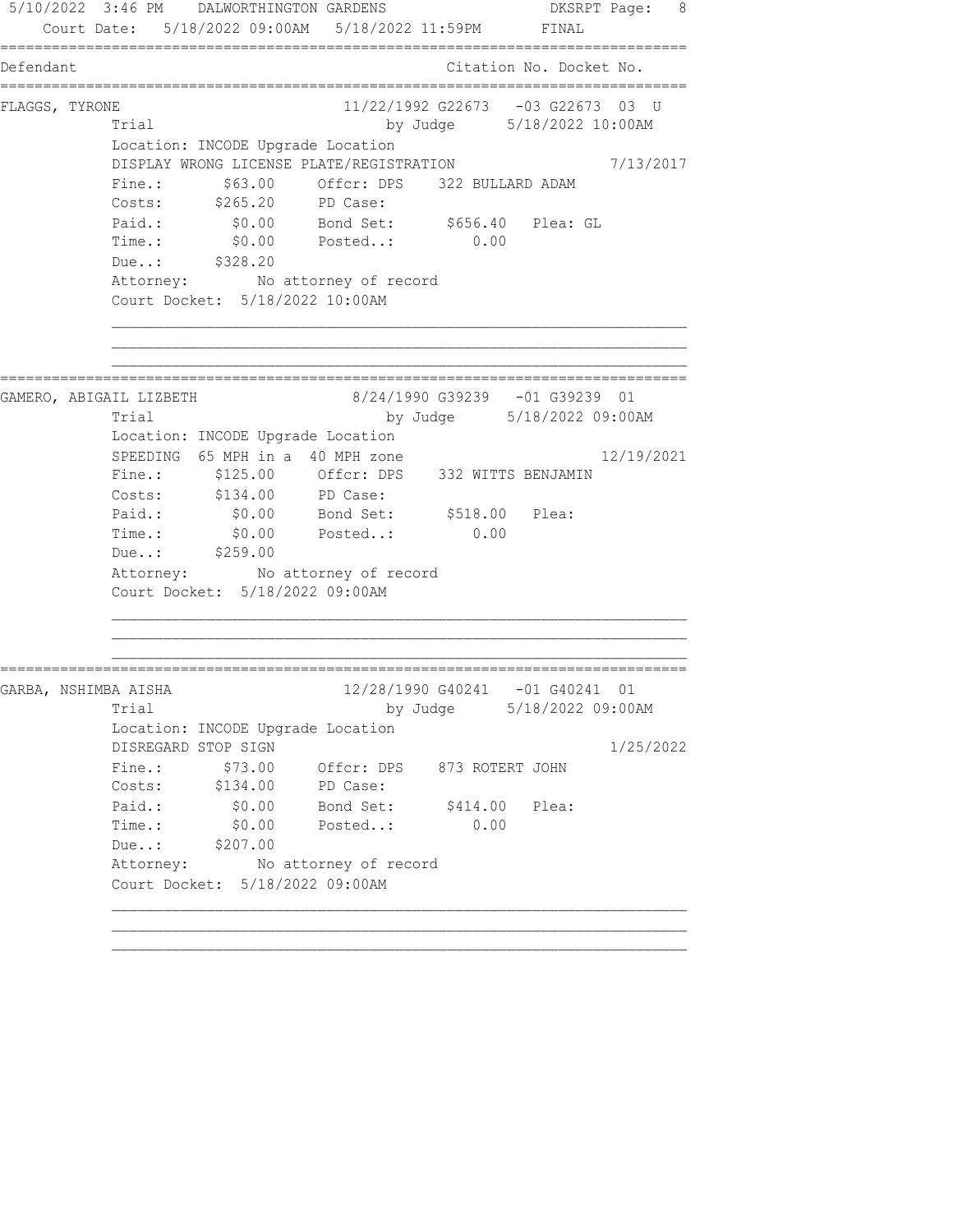Court Date: 5/18/2022 09:00AM 5/18/2022 11:59PM FINAL

| Defendant | Citation No. Docket No. |
|---|---|

**FLAGGS, TYRONE** — 11/22/1992 G22673 -03 G22673 03 U

Trial by Judge 5/18/2022 10:00AM

Location: INCODE Upgrade Location

DISPLAY WRONG LICENSE PLATE/REGISTRATION — 7/13/2017

| | | | |
|---|---|---|---|
| Fine.: | $63.00 | Offcr: DPS | 322 BULLARD ADAM |
| Costs: | $265.20 | PD Case: | |
| Paid.: | $0.00 | Bond Set: | $656.40 Plea: GL |
| Time.: | $0.00 | Posted..: | 0.00 |
| Due..: | $328.20 | | |

Attorney: No attorney of record

Court Docket: 5/18/2022 10:00AM

---

**GAMERO, ABIGAIL LIZBETH** — 8/24/1990 G39239 -01 G39239 01

Trial by Judge 5/18/2022 09:00AM

Location: INCODE Upgrade Location

SPEEDING 65 MPH in a 40 MPH zone — 12/19/2021

| | | | |
|---|---|---|---|
| Fine.: | $125.00 | Offcr: DPS | 332 WITTS BENJAMIN |
| Costs: | $134.00 | PD Case: | |
| Paid.: | $0.00 | Bond Set: | $518.00 Plea: |
| Time.: | $0.00 | Posted..: | 0.00 |
| Due..: | $259.00 | | |

Attorney: No attorney of record

Court Docket: 5/18/2022 09:00AM

---

**GARBA, NSHIMBA AISHA** — 12/28/1990 G40241 -01 G40241 01

Trial by Judge 5/18/2022 09:00AM

Location: INCODE Upgrade Location

DISREGARD STOP SIGN — 1/25/2022

| | | | |
|---|---|---|---|
| Fine.: | $73.00 | Offcr: DPS | 873 ROTERT JOHN |
| Costs: | $134.00 | PD Case: | |
| Paid.: | $0.00 | Bond Set: | $414.00 Plea: |
| Time.: | $0.00 | Posted..: | 0.00 |
| Due..: | $207.00 | | |

Attorney: No attorney of record

Court Docket: 5/18/2022 09:00AM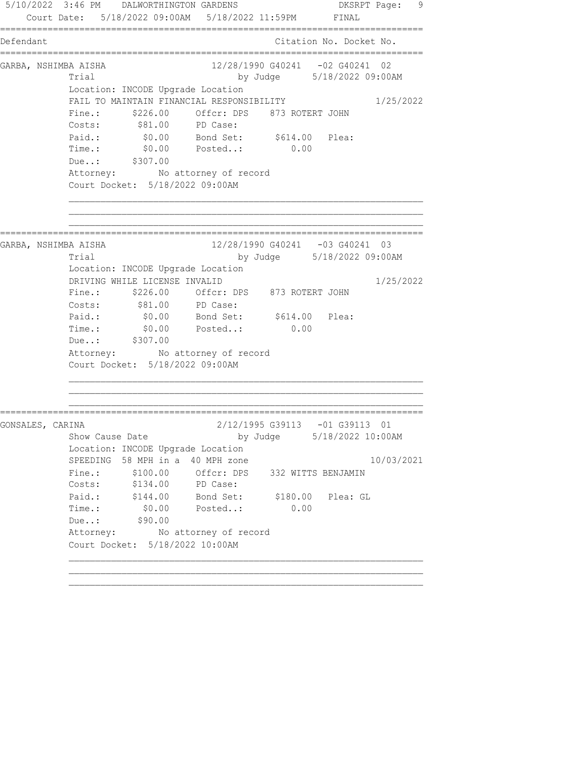5/10/2022 3:46 PM DALWORTHINGTON GARDENS DKSRPT

Court Date: 5/18/2022 09:00AM 5/18/2022 11:59PM FINAL

| Defendant | | Citation No. | Docket No. |
|---|---|---|---|

```
GARBA, NSHIMBA AISHA                12/28/1990 G40241   -02 G40241  02
          Trial                          by Judge      5/18/2022 09:00AM
          Location: INCODE Upgrade Location
          FAIL TO MAINTAIN FINANCIAL RESPONSIBILITY              1/25/2022
          Fine.:      $226.00     Offcr: DPS    873 ROTERT JOHN
          Costs:       $81.00     PD Case:
          Paid.:        $0.00     Bond Set:      $614.00   Plea:
          Time.:        $0.00     Posted..:         0.00
          Due..:      $307.00
          Attorney:        No attorney of record
          Court Docket:  5/18/2022 09:00AM
```

```
GARBA, NSHIMBA AISHA                12/28/1990 G40241   -03 G40241  03
          Trial                          by Judge      5/18/2022 09:00AM
          Location: INCODE Upgrade Location
          DRIVING WHILE LICENSE INVALID                          1/25/2022
          Fine.:      $226.00     Offcr: DPS    873 ROTERT JOHN
          Costs:       $81.00     PD Case:
          Paid.:        $0.00     Bond Set:      $614.00   Plea:
          Time.:        $0.00     Posted..:         0.00
          Due..:      $307.00
          Attorney:        No attorney of record
          Court Docket:  5/18/2022 09:00AM
```

```
GONSALES, CARINA                     2/12/1995 G39113   -01 G39113  01
          Show Cause Date                by Judge      5/18/2022 10:00AM
          Location: INCODE Upgrade Location
          SPEEDING  58 MPH in a  40 MPH zone                    10/03/2021
          Fine.:      $100.00     Offcr: DPS    332 WITTS BENJAMIN
          Costs:      $134.00     PD Case:
          Paid.:      $144.00     Bond Set:      $180.00   Plea: GL
          Time.:        $0.00     Posted..:         0.00
          Due..:       $90.00
          Attorney:        No attorney of record
          Court Docket:  5/18/2022 10:00AM
```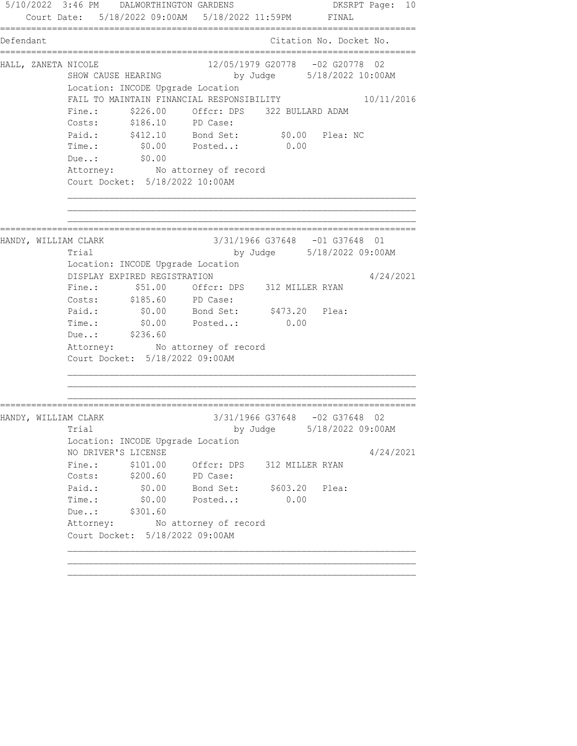5/10/2022 3:46 PM DALWORTHINGTON GARDENS DKSRPT Page: 10
Court Date: 5/18/2022 09:00AM 5/18/2022 11:59PM FINAL

| Defendant | Citation No. | Docket No. |
|---|---|---|

**HALL, ZANETA NICOLE** — 12/05/1979 G20778 -02 G20778 02

SHOW CAUSE HEARING by Judge 5/18/2022 10:00AM
Location: INCODE Upgrade Location
FAIL TO MAINTAIN FINANCIAL RESPONSIBILITY 10/11/2016

```
Fine.:      $226.00     Offcr: DPS    322 BULLARD ADAM
Costs:      $186.10     PD Case:
Paid.:      $412.10     Bond Set:        $0.00   Plea: NC
Time.:        $0.00     Posted..:         0.00
Due..:        $0.00
Attorney:        No attorney of record
Court Docket:  5/18/2022 10:00AM
```

---

**HANDY, WILLIAM CLARK** — 3/31/1966 G37648 -01 G37648 01

Trial by Judge 5/18/2022 09:00AM
Location: INCODE Upgrade Location
DISPLAY EXPIRED REGISTRATION 4/24/2021

```
Fine.:       $51.00     Offcr: DPS    312 MILLER RYAN
Costs:      $185.60     PD Case:
Paid.:        $0.00     Bond Set:      $473.20   Plea:
Time.:        $0.00     Posted..:         0.00
Due..:      $236.60
Attorney:        No attorney of record
Court Docket:  5/18/2022 09:00AM
```

---

**HANDY, WILLIAM CLARK** — 3/31/1966 G37648 -02 G37648 02

Trial by Judge 5/18/2022 09:00AM
Location: INCODE Upgrade Location
NO DRIVER'S LICENSE 4/24/2021

```
Fine.:      $101.00     Offcr: DPS    312 MILLER RYAN
Costs:      $200.60     PD Case:
Paid.:        $0.00     Bond Set:      $603.20   Plea:
Time.:        $0.00     Posted..:         0.00
Due..:      $301.60
Attorney:        No attorney of record
Court Docket:  5/18/2022 09:00AM
```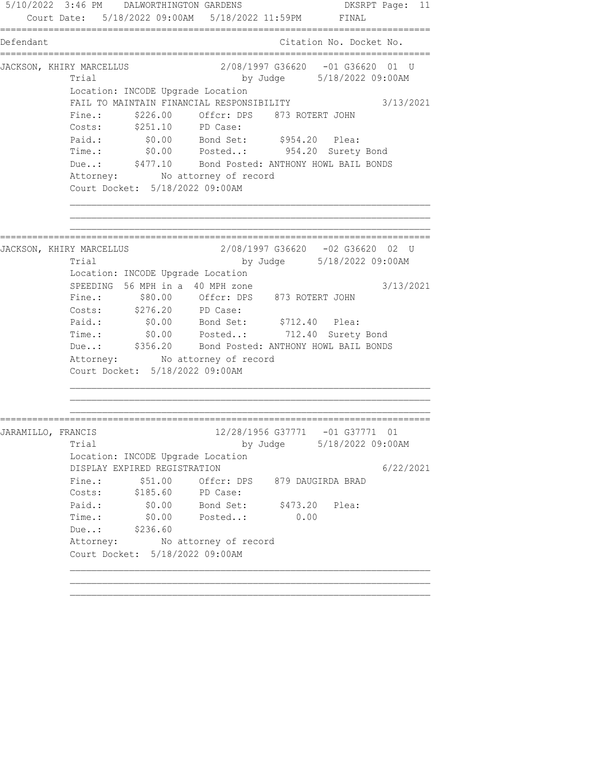Court Date: 5/18/2022 09:00AM 5/18/2022 11:59PM FINAL

| Defendant | Citation No. Docket No. |
|---|---|

**JACKSON, KHIRY MARCELLUS** — 2/08/1997 G36620 -01 G36620 01 U

Trial by Judge 5/18/2022 09:00AM

Location: INCODE Upgrade Location

FAIL TO MAINTAIN FINANCIAL RESPONSIBILITY — 3/13/2021

| | | | |
|---|---|---|---|
| Fine.: | $226.00 | Offcr: DPS | 873 ROTERT JOHN |
| Costs: | $251.10 | PD Case: | |
| Paid.: | $0.00 | Bond Set: | $954.20 Plea: |
| Time.: | $0.00 | Posted..: | 954.20 Surety Bond |
| Due..: | $477.10 | Bond Posted: | ANTHONY HOWL BAIL BONDS |

Attorney: No attorney of record

Court Docket: 5/18/2022 09:00AM

---

**JACKSON, KHIRY MARCELLUS** — 2/08/1997 G36620 -02 G36620 02 U

Trial by Judge 5/18/2022 09:00AM

Location: INCODE Upgrade Location

SPEEDING 56 MPH in a 40 MPH zone — 3/13/2021

| | | | |
|---|---|---|---|
| Fine.: | $80.00 | Offcr: DPS | 873 ROTERT JOHN |
| Costs: | $276.20 | PD Case: | |
| Paid.: | $0.00 | Bond Set: | $712.40 Plea: |
| Time.: | $0.00 | Posted..: | 712.40 Surety Bond |
| Due..: | $356.20 | Bond Posted: | ANTHONY HOWL BAIL BONDS |

Attorney: No attorney of record

Court Docket: 5/18/2022 09:00AM

---

**JARAMILLO, FRANCIS** — 12/28/1956 G37771 -01 G37771 01

Trial by Judge 5/18/2022 09:00AM

Location: INCODE Upgrade Location

DISPLAY EXPIRED REGISTRATION — 6/22/2021

| | | | |
|---|---|---|---|
| Fine.: | $51.00 | Offcr: DPS | 879 DAUGIRDA BRAD |
| Costs: | $185.60 | PD Case: | |
| Paid.: | $0.00 | Bond Set: | $473.20 Plea: |
| Time.: | $0.00 | Posted..: | 0.00 |
| Due..: | $236.60 | | |

Attorney: No attorney of record

Court Docket: 5/18/2022 09:00AM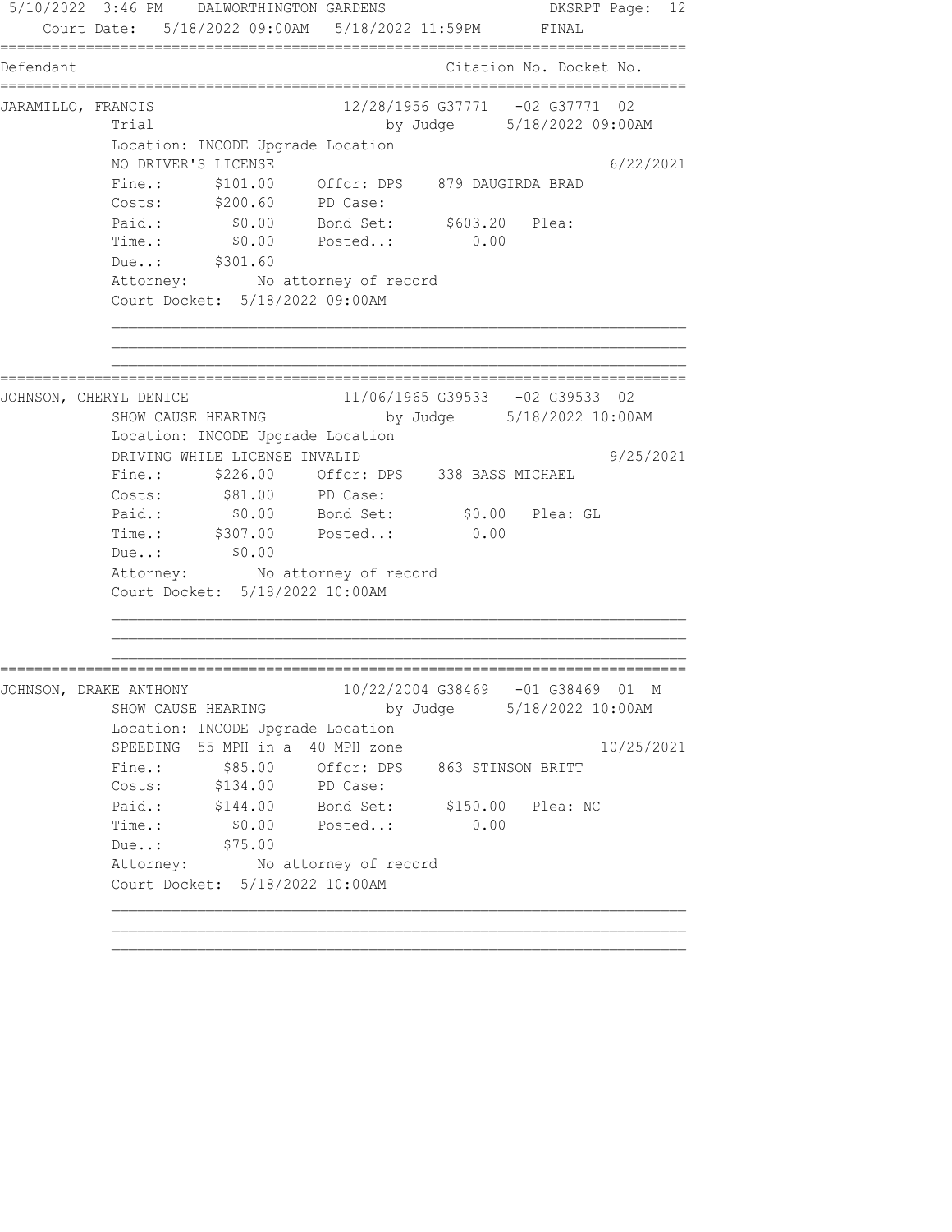5/10/2022 3:46 PM DALWORTHINGTON GARDENS DKSRPT Page: 12
Court Date: 5/18/2022 09:00AM 5/18/2022 11:59PM FINAL

| Defendant | | Citation No. | Docket No. |
|---|---|---|---|

---

**JARAMILLO, FRANCIS** 12/28/1956 G37771 -02 G37771 02

Trial by Judge 5/18/2022 09:00AM

Location: INCODE Upgrade Location

NO DRIVER'S LICENSE 6/22/2021

| | | | | |
|---|---|---|---|---|
| Fine.: | $101.00 | Offcr: DPS | 879 DAUGIRDA BRAD | |
| Costs: | $200.60 | PD Case: | | |
| Paid.: | $0.00 | Bond Set: | $603.20 | Plea: |
| Time.: | $0.00 | Posted..: | 0.00 | |
| Due..: | $301.60 | | | |

Attorney: No attorney of record

Court Docket: 5/18/2022 09:00AM

---

**JOHNSON, CHERYL DENICE** 11/06/1965 G39533 -02 G39533 02

SHOW CAUSE HEARING by Judge 5/18/2022 10:00AM

Location: INCODE Upgrade Location

DRIVING WHILE LICENSE INVALID 9/25/2021

| | | | | |
|---|---|---|---|---|
| Fine.: | $226.00 | Offcr: DPS | 338 BASS MICHAEL | |
| Costs: | $81.00 | PD Case: | | |
| Paid.: | $0.00 | Bond Set: | $0.00 | Plea: GL |
| Time.: | $307.00 | Posted..: | 0.00 | |
| Due..: | $0.00 | | | |

Attorney: No attorney of record

Court Docket: 5/18/2022 10:00AM

---

**JOHNSON, DRAKE ANTHONY** 10/22/2004 G38469 -01 G38469 01 M

SHOW CAUSE HEARING by Judge 5/18/2022 10:00AM

Location: INCODE Upgrade Location

SPEEDING 55 MPH in a 40 MPH zone 10/25/2021

| | | | | |
|---|---|---|---|---|
| Fine.: | $85.00 | Offcr: DPS | 863 STINSON BRITT | |
| Costs: | $134.00 | PD Case: | | |
| Paid.: | $144.00 | Bond Set: | $150.00 | Plea: NC |
| Time.: | $0.00 | Posted..: | 0.00 | |
| Due..: | $75.00 | | | |

Attorney: No attorney of record

Court Docket: 5/18/2022 10:00AM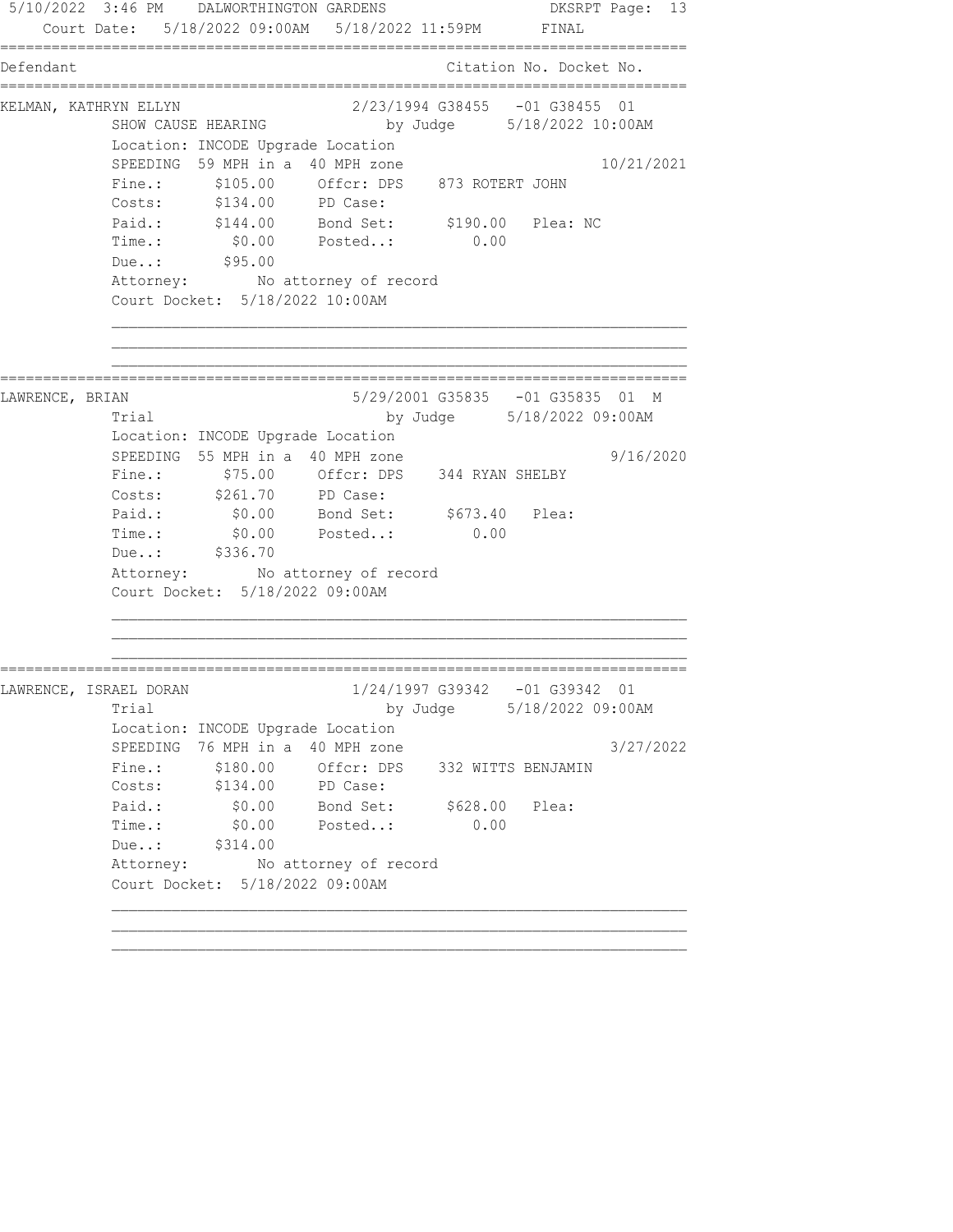Court Date: 5/18/2022 09:00AM 5/18/2022 11:59PM FINAL

| Defendant | Citation No. Docket No. |
|---|---|

**KELMAN, KATHRYN ELLYN** — 2/23/1994 G38455 -01 G38455 01

SHOW CAUSE HEARING by Judge 5/18/2022 10:00AM

Location: INCODE Upgrade Location

SPEEDING 59 MPH in a 40 MPH zone 10/21/2021

Fine.: $105.00 Offcr: DPS 873 ROTERT JOHN

Costs: $134.00 PD Case:

Paid.: $144.00 Bond Set: $190.00 Plea: NC

Time.: $0.00 Posted..: 0.00

Due..: $95.00

Attorney: No attorney of record

Court Docket: 5/18/2022 10:00AM

---

**LAWRENCE, BRIAN** — 5/29/2001 G35835 -01 G35835 01 M

Trial by Judge 5/18/2022 09:00AM

Location: INCODE Upgrade Location

SPEEDING 55 MPH in a 40 MPH zone 9/16/2020

Fine.: $75.00 Offcr: DPS 344 RYAN SHELBY

Costs: $261.70 PD Case:

Paid.: $0.00 Bond Set: $673.40 Plea:

Time.: $0.00 Posted..: 0.00

Due..: $336.70

Attorney: No attorney of record

Court Docket: 5/18/2022 09:00AM

---

**LAWRENCE, ISRAEL DORAN** — 1/24/1997 G39342 -01 G39342 01

Trial by Judge 5/18/2022 09:00AM

Location: INCODE Upgrade Location

SPEEDING 76 MPH in a 40 MPH zone 3/27/2022

Fine.: $180.00 Offcr: DPS 332 WITTS BENJAMIN

Costs: $134.00 PD Case:

Paid.: $0.00 Bond Set: $628.00 Plea:

Time.: $0.00 Posted..: 0.00

Due..: $314.00

Attorney: No attorney of record

Court Docket: 5/18/2022 09:00AM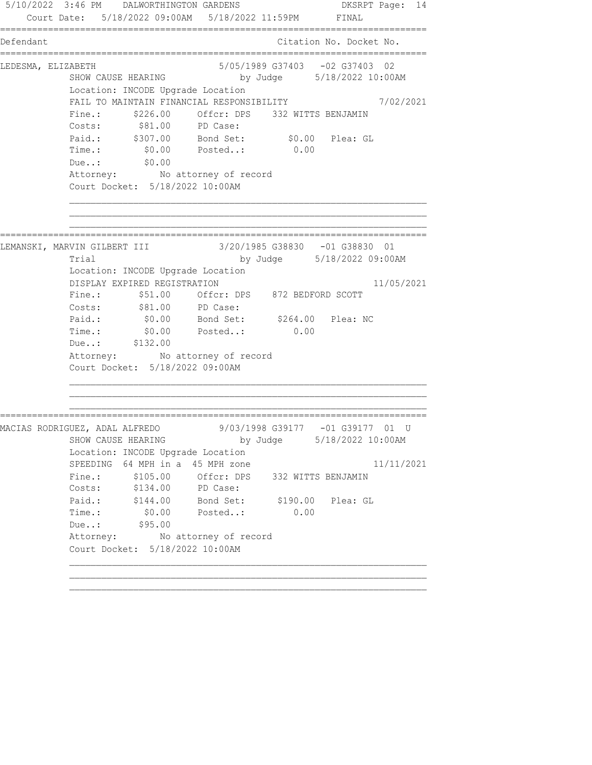Court Date: 5/18/2022 09:00AM 5/18/2022 11:59PM FINAL

| Defendant | Citation No. | Docket No. |
|---|---|---|

**LEDESMA, ELIZABETH** — 5/05/1989 — G37403 -02 — G37403 02

SHOW CAUSE HEARING by Judge 5/18/2022 10:00AM

Location: INCODE Upgrade Location

FAIL TO MAINTAIN FINANCIAL RESPONSIBILITY 7/02/2021

| | | | |
|---|---|---|---|
| Fine.: | $226.00 | Offcr: DPS | 332 WITTS BENJAMIN |
| Costs: | $81.00 | PD Case: | |
| Paid.: | $307.00 | Bond Set: | $0.00 Plea: GL |
| Time.: | $0.00 | Posted..: | 0.00 |
| Due..: | $0.00 | | |

Attorney: No attorney of record

Court Docket: 5/18/2022 10:00AM

---

**LEMANSKI, MARVIN GILBERT III** — 3/20/1985 — G38830 -01 — G38830 01

Trial by Judge 5/18/2022 09:00AM

Location: INCODE Upgrade Location

DISPLAY EXPIRED REGISTRATION 11/05/2021

| | | | |
|---|---|---|---|
| Fine.: | $51.00 | Offcr: DPS | 872 BEDFORD SCOTT |
| Costs: | $81.00 | PD Case: | |
| Paid.: | $0.00 | Bond Set: | $264.00 Plea: NC |
| Time.: | $0.00 | Posted..: | 0.00 |
| Due..: | $132.00 | | |

Attorney: No attorney of record

Court Docket: 5/18/2022 09:00AM

---

**MACIAS RODRIGUEZ, ADAL ALFREDO** — 9/03/1998 — G39177 -01 — G39177 01 U

SHOW CAUSE HEARING by Judge 5/18/2022 10:00AM

Location: INCODE Upgrade Location

SPEEDING 64 MPH in a 45 MPH zone 11/11/2021

| | | | |
|---|---|---|---|
| Fine.: | $105.00 | Offcr: DPS | 332 WITTS BENJAMIN |
| Costs: | $134.00 | PD Case: | |
| Paid.: | $144.00 | Bond Set: | $190.00 Plea: GL |
| Time.: | $0.00 | Posted..: | 0.00 |
| Due..: | $95.00 | | |

Attorney: No attorney of record

Court Docket: 5/18/2022 10:00AM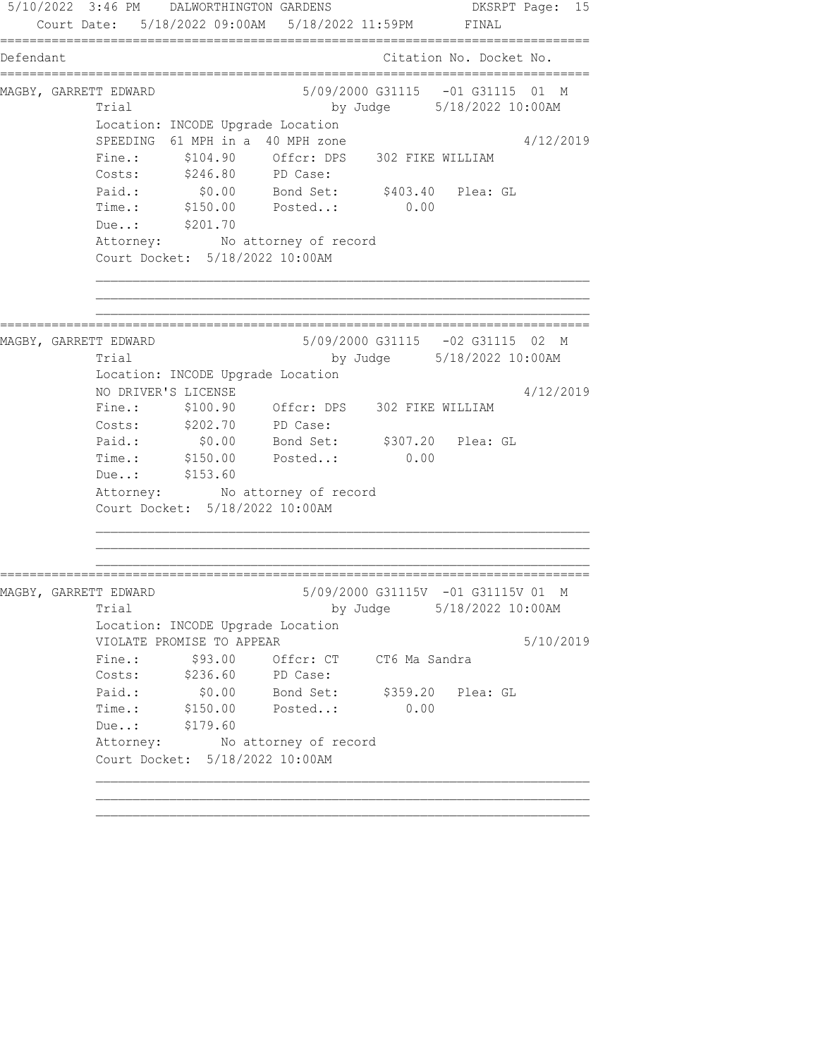5/10/2022 3:46 PM DALWORTHINGTON GARDENS DKSRPT

Court Date: 5/18/2022 09:00AM 5/18/2022 11:59PM FINAL

| Defendant | Citation No. Docket No. |
|---|---|

**MAGBY, GARRETT EDWARD** — 5/09/2000 G31115 -01 G31115 01 M

Trial by Judge 5/18/2022 10:00AM

Location: INCODE Upgrade Location

SPEEDING 61 MPH in a 40 MPH zone — 4/12/2019

| | | | | |
|---|---|---|---|---|
| Fine.: | $104.90 | Offcr: DPS | 302 FIKE WILLIAM | |
| Costs: | $246.80 | PD Case: | | |
| Paid.: | $0.00 | Bond Set: | $403.40 | Plea: GL |
| Time.: | $150.00 | Posted..: | 0.00 | |
| Due..: | $201.70 | | | |

Attorney: No attorney of record

Court Docket: 5/18/2022 10:00AM

---

**MAGBY, GARRETT EDWARD** — 5/09/2000 G31115 -02 G31115 02 M

Trial by Judge 5/18/2022 10:00AM

Location: INCODE Upgrade Location

NO DRIVER'S LICENSE — 4/12/2019

| | | | | |
|---|---|---|---|---|
| Fine.: | $100.90 | Offcr: DPS | 302 FIKE WILLIAM | |
| Costs: | $202.70 | PD Case: | | |
| Paid.: | $0.00 | Bond Set: | $307.20 | Plea: GL |
| Time.: | $150.00 | Posted..: | 0.00 | |
| Due..: | $153.60 | | | |

Attorney: No attorney of record

Court Docket: 5/18/2022 10:00AM

---

**MAGBY, GARRETT EDWARD** — 5/09/2000 G31115V -01 G31115V 01 M

Trial by Judge 5/18/2022 10:00AM

Location: INCODE Upgrade Location

VIOLATE PROMISE TO APPEAR — 5/10/2019

| | | | | |
|---|---|---|---|---|
| Fine.: | $93.00 | Offcr: CT | CT6 Ma Sandra | |
| Costs: | $236.60 | PD Case: | | |
| Paid.: | $0.00 | Bond Set: | $359.20 | Plea: GL |
| Time.: | $150.00 | Posted..: | 0.00 | |
| Due..: | $179.60 | | | |

Attorney: No attorney of record

Court Docket: 5/18/2022 10:00AM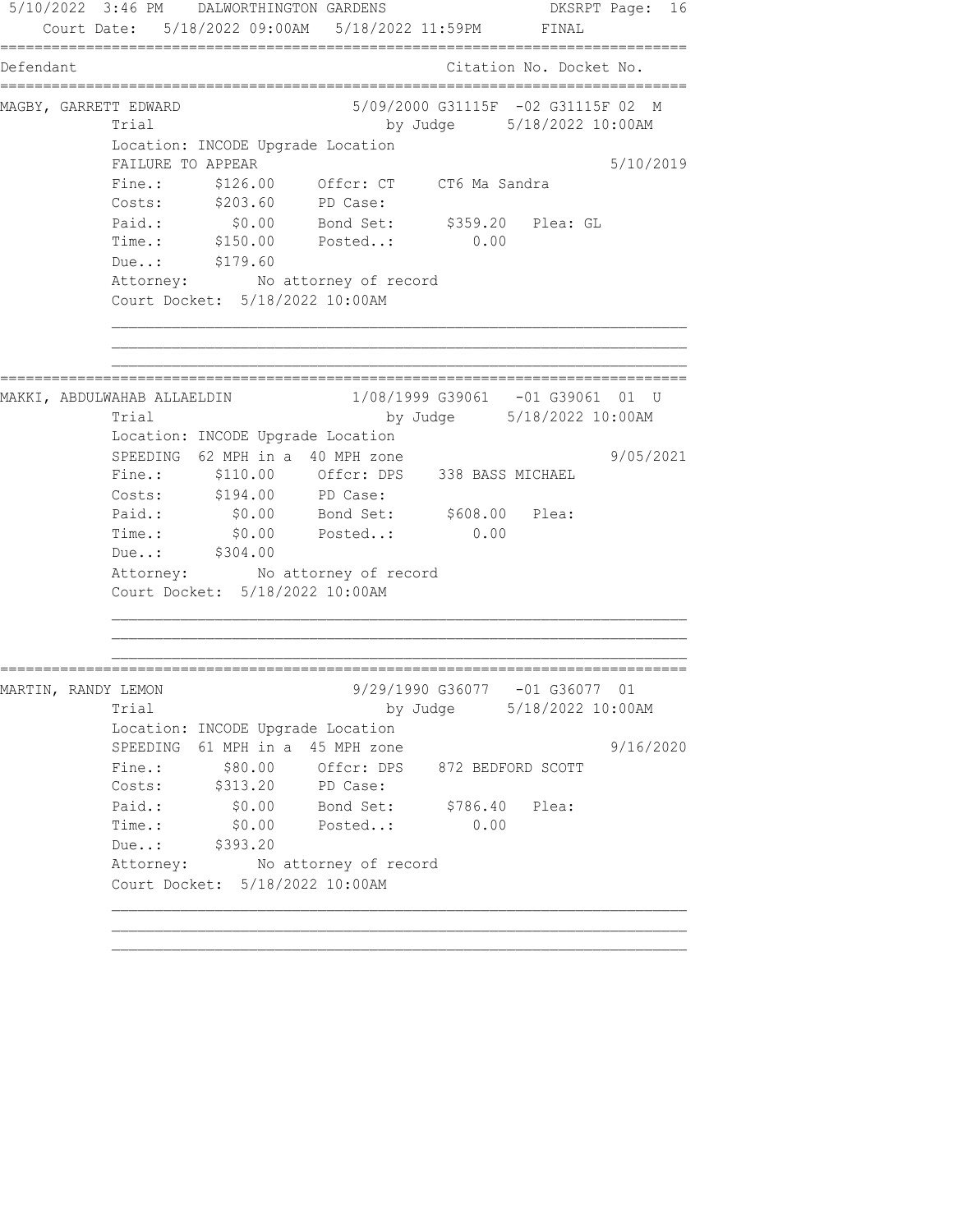Court Date: 5/18/2022 09:00AM 5/18/2022 11:59PM FINAL

| Defendant | Citation No. Docket No. |
|---|---|

**MAGBY, GARRETT EDWARD** — 5/09/2000 G31115F -02 G31115F 02 M

Trial by Judge 5/18/2022 10:00AM

Location: INCODE Upgrade Location

FAILURE TO APPEAR 5/10/2019

- Fine.: $126.00 Offcr: CT CT6 Ma Sandra
- Costs: $203.60 PD Case:
- Paid.: $0.00 Bond Set: $359.20 Plea: GL
- Time.: $150.00 Posted..: 0.00
- Due..: $179.60

Attorney: No attorney of record

Court Docket: 5/18/2022 10:00AM

---

**MAKKI, ABDULWAHAB ALLAELDIN** — 1/08/1999 G39061 -01 G39061 01 U

Trial by Judge 5/18/2022 10:00AM

Location: INCODE Upgrade Location

SPEEDING 62 MPH in a 40 MPH zone 9/05/2021

- Fine.: $110.00 Offcr: DPS 338 BASS MICHAEL
- Costs: $194.00 PD Case:
- Paid.: $0.00 Bond Set: $608.00 Plea:
- Time.: $0.00 Posted..: 0.00
- Due..: $304.00

Attorney: No attorney of record

Court Docket: 5/18/2022 10:00AM

---

**MARTIN, RANDY LEMON** — 9/29/1990 G36077 -01 G36077 01

Trial by Judge 5/18/2022 10:00AM

Location: INCODE Upgrade Location

SPEEDING 61 MPH in a 45 MPH zone 9/16/2020

- Fine.: $80.00 Offcr: DPS 872 BEDFORD SCOTT
- Costs: $313.20 PD Case:
- Paid.: $0.00 Bond Set: $786.40 Plea:
- Time.: $0.00 Posted..: 0.00
- Due..: $393.20

Attorney: No attorney of record

Court Docket: 5/18/2022 10:00AM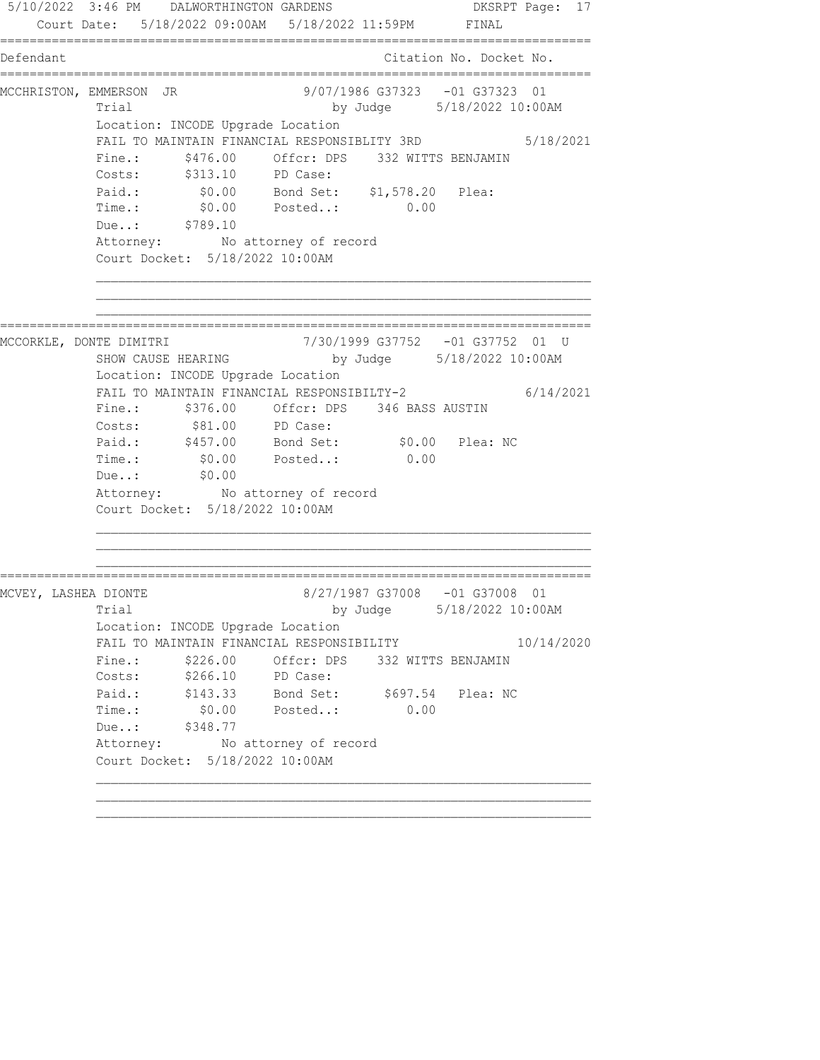5/10/2022 3:46 PM DALWORTHINGTON GARDENS DKSRPT Page: 17
Court Date: 5/18/2022 09:00AM 5/18/2022 11:59PM FINAL

| Defendant | Citation No. Docket No. |
|---|---|

**MCCHRISTON, EMMERSON JR** — 9/07/1986 G37323 -01 G37323 01

Trial by Judge 5/18/2022 10:00AM
Location: INCODE Upgrade Location
FAIL TO MAINTAIN FINANCIAL RESPONSIBLITY 3RD 5/18/2021

Fine.: $476.00 Offcr: DPS 332 WITTS BENJAMIN
Costs: $313.10 PD Case:
Paid.: $0.00 Bond Set: $1,578.20 Plea:
Time.: $0.00 Posted..: 0.00
Due..: $789.10
Attorney: No attorney of record
Court Docket: 5/18/2022 10:00AM

---

**MCCORKLE, DONTE DIMITRI** — 7/30/1999 G37752 -01 G37752 01 U

SHOW CAUSE HEARING by Judge 5/18/2022 10:00AM
Location: INCODE Upgrade Location
FAIL TO MAINTAIN FINANCIAL RESPONSIBILTY-2 6/14/2021

Fine.: $376.00 Offcr: DPS 346 BASS AUSTIN
Costs: $81.00 PD Case:
Paid.: $457.00 Bond Set: $0.00 Plea: NC
Time.: $0.00 Posted..: 0.00
Due..: $0.00
Attorney: No attorney of record
Court Docket: 5/18/2022 10:00AM

---

**MCVEY, LASHEA DIONTE** — 8/27/1987 G37008 -01 G37008 01

Trial by Judge 5/18/2022 10:00AM
Location: INCODE Upgrade Location
FAIL TO MAINTAIN FINANCIAL RESPONSIBILITY 10/14/2020

Fine.: $226.00 Offcr: DPS 332 WITTS BENJAMIN
Costs: $266.10 PD Case:
Paid.: $143.33 Bond Set: $697.54 Plea: NC
Time.: $0.00 Posted..: 0.00
Due..: $348.77
Attorney: No attorney of record
Court Docket: 5/18/2022 10:00AM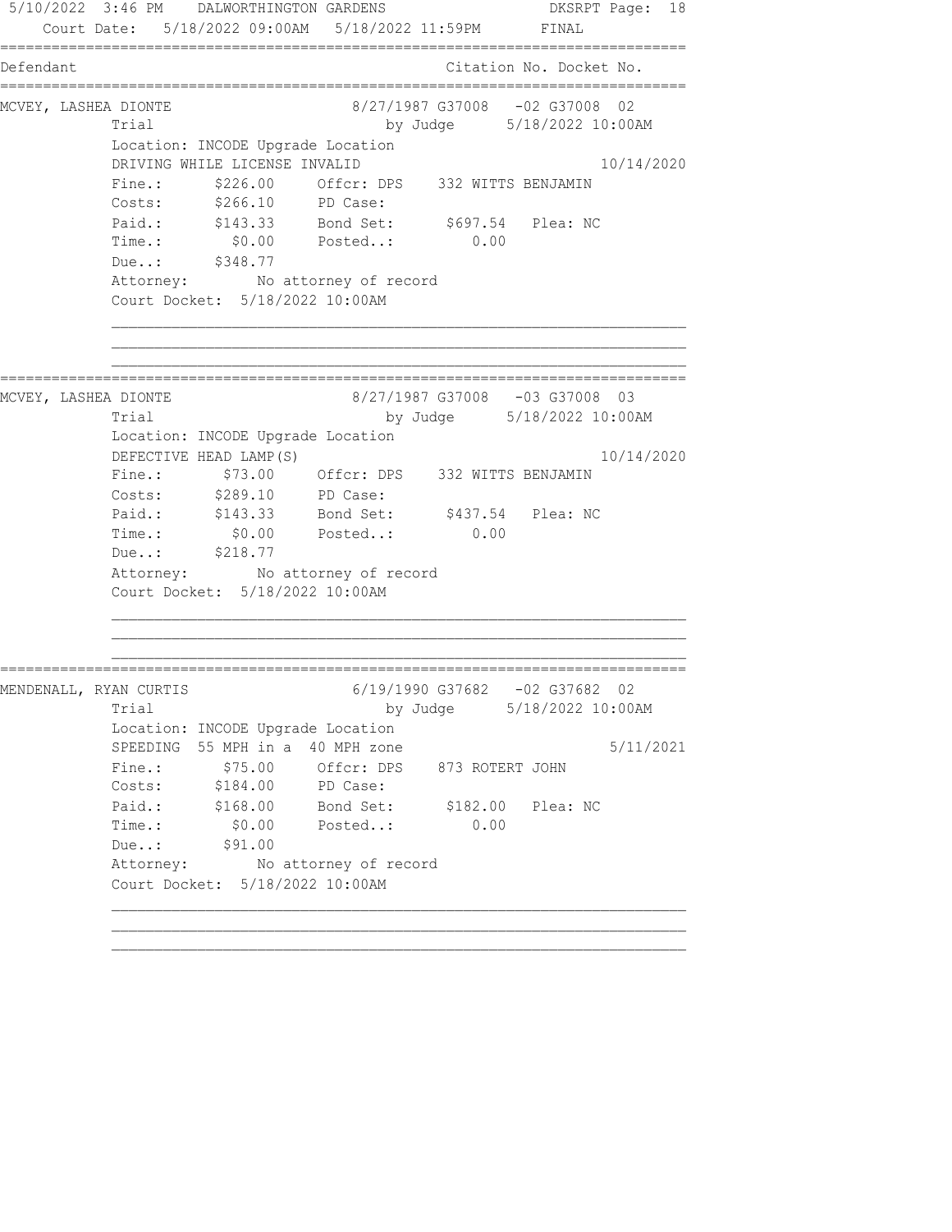5/10/2022 3:46 PM DALWORTHINGTON GARDENS DKSRPT Page: 18

Court Date: 5/18/2022 09:00AM 5/18/2022 11:59PM FINAL

| Defendant | Citation No. Docket No. |
|---|---|

---

**MCVEY, LASHEA DIONTE** — 8/27/1987 G37008 -02 G37008 02

Trial — by Judge 5/18/2022 10:00AM

Location: INCODE Upgrade Location

DRIVING WHILE LICENSE INVALID — 10/14/2020

| | | | | | |
|---|---|---|---|---|---|
| Fine.: | $226.00 | Offcr: DPS | 332 WITTS BENJAMIN | | |
| Costs: | $266.10 | PD Case: | | | |
| Paid.: | $143.33 | Bond Set: | $697.54 | Plea: NC | |
| Time.: | $0.00 | Posted..: | 0.00 | | |
| Due..: | $348.77 | | | | |

Attorney: No attorney of record

Court Docket: 5/18/2022 10:00AM

---

**MCVEY, LASHEA DIONTE** — 8/27/1987 G37008 -03 G37008 03

Trial — by Judge 5/18/2022 10:00AM

Location: INCODE Upgrade Location

DEFECTIVE HEAD LAMP(S) — 10/14/2020

| | | | | | |
|---|---|---|---|---|---|
| Fine.: | $73.00 | Offcr: DPS | 332 WITTS BENJAMIN | | |
| Costs: | $289.10 | PD Case: | | | |
| Paid.: | $143.33 | Bond Set: | $437.54 | Plea: NC | |
| Time.: | $0.00 | Posted..: | 0.00 | | |
| Due..: | $218.77 | | | | |

Attorney: No attorney of record

Court Docket: 5/18/2022 10:00AM

---

**MENDENALL, RYAN CURTIS** — 6/19/1990 G37682 -02 G37682 02

Trial — by Judge 5/18/2022 10:00AM

Location: INCODE Upgrade Location

SPEEDING 55 MPH in a 40 MPH zone — 5/11/2021

| | | | | | |
|---|---|---|---|---|---|
| Fine.: | $75.00 | Offcr: DPS | 873 ROTERT JOHN | | |
| Costs: | $184.00 | PD Case: | | | |
| Paid.: | $168.00 | Bond Set: | $182.00 | Plea: NC | |
| Time.: | $0.00 | Posted..: | 0.00 | | |
| Due..: | $91.00 | | | | |

Attorney: No attorney of record

Court Docket: 5/18/2022 10:00AM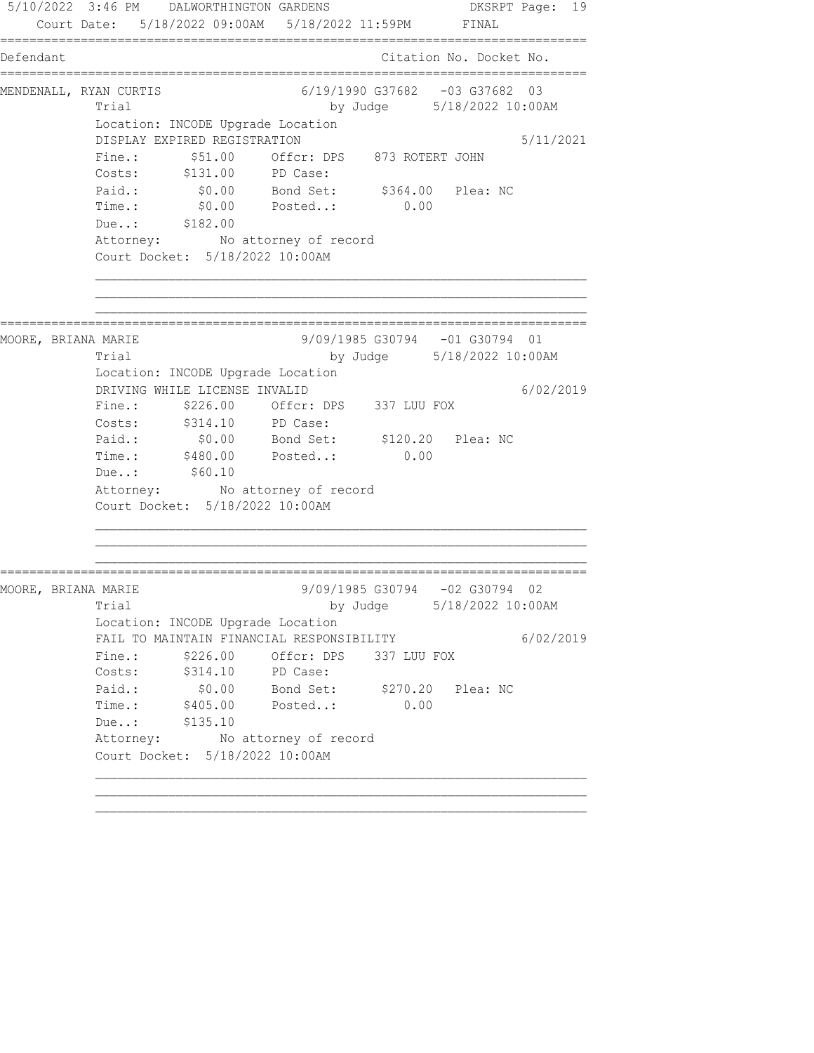5/10/2022 3:46 PM DALWORTHINGTON GARDENS DKSRPT Page: 19

Court Date: 5/18/2022 09:00AM 5/18/2022 11:59PM FINAL

```
================================================================================
Defendant                                         Citation No. Docket No.
================================================================================
MENDENALL, RYAN CURTIS              6/19/1990 G37682   -03 G37682  03
          Trial                               by Judge      5/18/2022 10:00AM
          Location: INCODE Upgrade Location
          DISPLAY EXPIRED REGISTRATION                                5/11/2021
          Fine.:       $51.00     Offcr: DPS    873 ROTERT JOHN
          Costs:      $131.00     PD Case:
          Paid.:        $0.00     Bond Set:      $364.00   Plea: NC
          Time.:        $0.00     Posted..:         0.00
          Due..:      $182.00
          Attorney:        No attorney of record
          Court Docket:  5/18/2022 10:00AM
          ______________________________________________________________________
          ______________________________________________________________________
          ______________________________________________________________________
================================================================================
MOORE, BRIANA MARIE                 9/09/1985 G30794   -01 G30794  01
          Trial                               by Judge      5/18/2022 10:00AM
          Location: INCODE Upgrade Location
          DRIVING WHILE LICENSE INVALID                               6/02/2019
          Fine.:      $226.00     Offcr: DPS    337 LUU FOX
          Costs:      $314.10     PD Case:
          Paid.:        $0.00     Bond Set:      $120.20   Plea: NC
          Time.:      $480.00     Posted..:         0.00
          Due..:       $60.10
          Attorney:        No attorney of record
          Court Docket:  5/18/2022 10:00AM
          ______________________________________________________________________
          ______________________________________________________________________
          ______________________________________________________________________
================================================================================
MOORE, BRIANA MARIE                 9/09/1985 G30794   -02 G30794  02
          Trial                               by Judge      5/18/2022 10:00AM
          Location: INCODE Upgrade Location
          FAIL TO MAINTAIN FINANCIAL RESPONSIBILITY                   6/02/2019
          Fine.:      $226.00     Offcr: DPS    337 LUU FOX
          Costs:      $314.10     PD Case:
          Paid.:        $0.00     Bond Set:      $270.20   Plea: NC
          Time.:      $405.00     Posted..:         0.00
          Due..:      $135.10
          Attorney:        No attorney of record
          Court Docket:  5/18/2022 10:00AM
          ______________________________________________________________________
          ______________________________________________________________________
          ______________________________________________________________________
```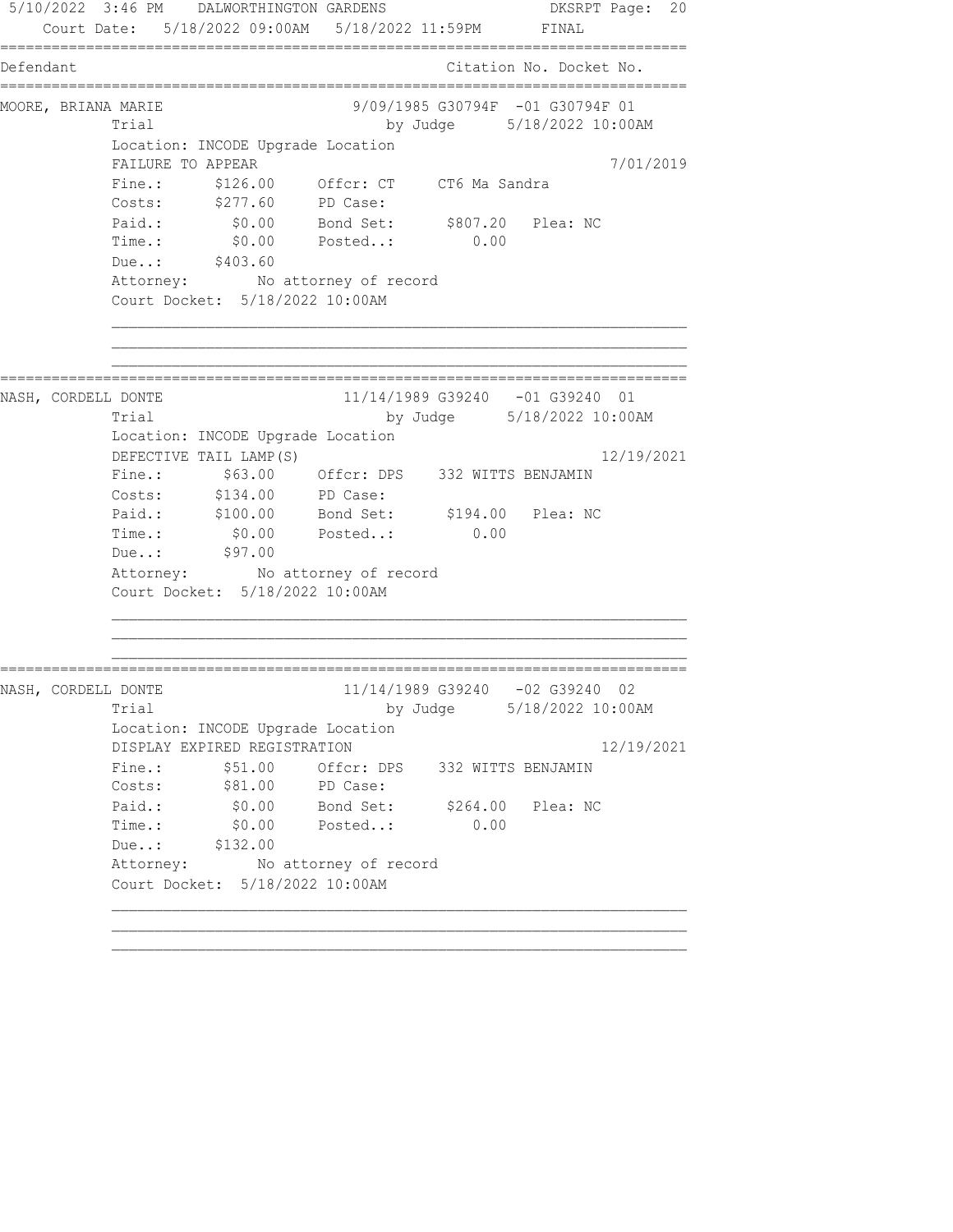5/10/2022 3:46 PM DALWORTHINGTON GARDENS DKSRPT Page: 20
Court Date: 5/18/2022 09:00AM 5/18/2022 11:59PM FINAL

```
===========================================================================
Defendant                                           Citation No. Docket No.
===========================================================================
MOORE, BRIANA MARIE               9/09/1985 G30794F  -01 G30794F 01
          Trial                            by Judge      5/18/2022 10:00AM
          Location: INCODE Upgrade Location
          FAILURE TO APPEAR                                         7/01/2019
          Fine.:      $126.00     Offcr: CT     CT6 Ma Sandra
          Costs:      $277.60     PD Case:
          Paid.:        $0.00     Bond Set:      $807.20   Plea: NC
          Time.:        $0.00     Posted..:         0.00
          Due..:      $403.60
          Attorney:        No attorney of record
          Court Docket:  5/18/2022 10:00AM
          _______________________________________________________________
          _______________________________________________________________
          _______________________________________________________________
===========================================================================
NASH, CORDELL DONTE               11/14/1989 G39240   -01 G39240  01
          Trial                            by Judge      5/18/2022 10:00AM
          Location: INCODE Upgrade Location
          DEFECTIVE TAIL LAMP(S)                                   12/19/2021
          Fine.:       $63.00     Offcr: DPS    332 WITTS BENJAMIN
          Costs:      $134.00     PD Case:
          Paid.:      $100.00     Bond Set:      $194.00   Plea: NC
          Time.:        $0.00     Posted..:         0.00
          Due..:       $97.00
          Attorney:        No attorney of record
          Court Docket:  5/18/2022 10:00AM
          _______________________________________________________________
          _______________________________________________________________
          _______________________________________________________________
===========================================================================
NASH, CORDELL DONTE               11/14/1989 G39240   -02 G39240  02
          Trial                            by Judge      5/18/2022 10:00AM
          Location: INCODE Upgrade Location
          DISPLAY EXPIRED REGISTRATION                             12/19/2021
          Fine.:       $51.00     Offcr: DPS    332 WITTS BENJAMIN
          Costs:       $81.00     PD Case:
          Paid.:        $0.00     Bond Set:      $264.00   Plea: NC
          Time.:        $0.00     Posted..:         0.00
          Due..:      $132.00
          Attorney:        No attorney of record
          Court Docket:  5/18/2022 10:00AM
          _______________________________________________________________
          _______________________________________________________________
          _______________________________________________________________
```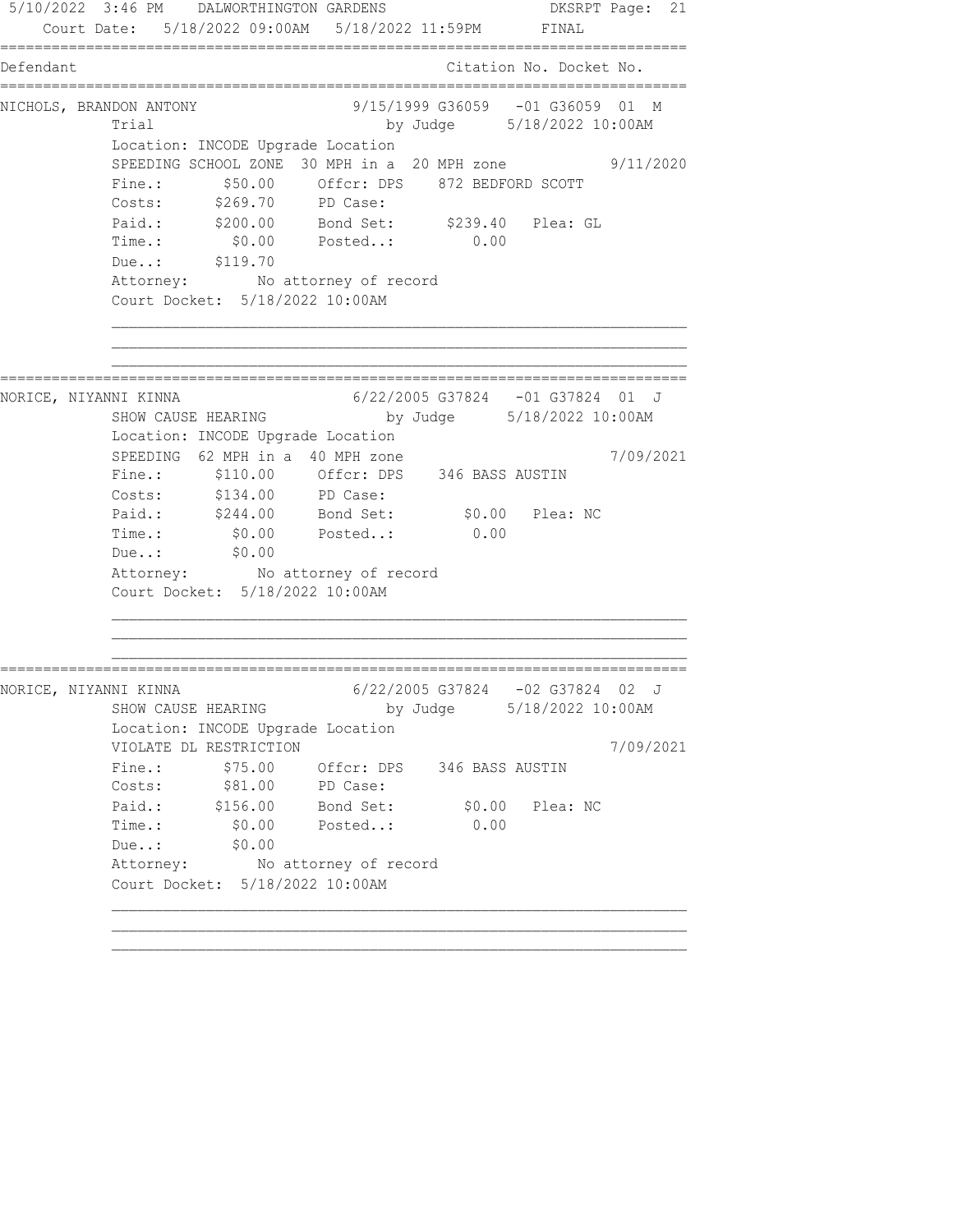5/10/2022 3:46 PM DALWORTHINGTON GARDENS DKSRPT Page: 21

Court Date: 5/18/2022 09:00AM 5/18/2022 11:59PM FINAL

| Defendant | Citation No. Docket No. |
|---|---|

**NICHOLS, BRANDON ANTONY** — 9/15/1999 G36059 -01 G36059 01 M

Trial by Judge 5/18/2022 10:00AM

Location: INCODE Upgrade Location

SPEEDING SCHOOL ZONE 30 MPH in a 20 MPH zone 9/11/2020

Fine.: $50.00 Offcr: DPS 872 BEDFORD SCOTT

Costs: $269.70 PD Case:

Paid.: $200.00 Bond Set: $239.40 Plea: GL

Time.: $0.00 Posted..: 0.00

Due..: $119.70

Attorney: No attorney of record

Court Docket: 5/18/2022 10:00AM

---

**NORICE, NIYANNI KINNA** — 6/22/2005 G37824 -01 G37824 01 J

SHOW CAUSE HEARING by Judge 5/18/2022 10:00AM

Location: INCODE Upgrade Location

SPEEDING 62 MPH in a 40 MPH zone 7/09/2021

Fine.: $110.00 Offcr: DPS 346 BASS AUSTIN

Costs: $134.00 PD Case:

Paid.: $244.00 Bond Set: $0.00 Plea: NC

Time.: $0.00 Posted..: 0.00

Due..: $0.00

Attorney: No attorney of record

Court Docket: 5/18/2022 10:00AM

---

**NORICE, NIYANNI KINNA** — 6/22/2005 G37824 -02 G37824 02 J

SHOW CAUSE HEARING by Judge 5/18/2022 10:00AM

Location: INCODE Upgrade Location

VIOLATE DL RESTRICTION 7/09/2021

Fine.: $75.00 Offcr: DPS 346 BASS AUSTIN

Costs: $81.00 PD Case:

Paid.: $156.00 Bond Set: $0.00 Plea: NC

Time.: $0.00 Posted..: 0.00

Due..: $0.00

Attorney: No attorney of record

Court Docket: 5/18/2022 10:00AM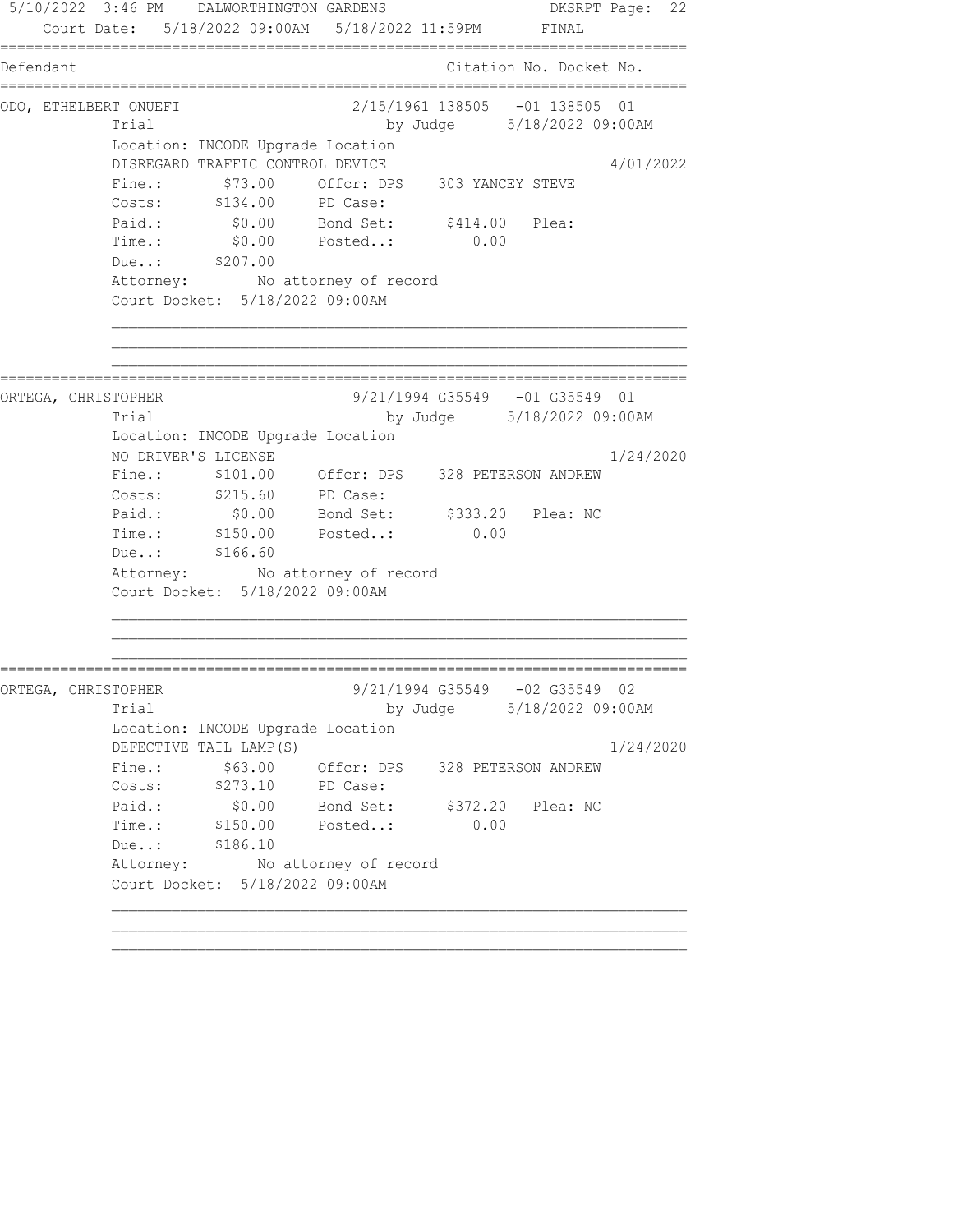5/10/2022 3:46 PM DALWORTHINGTON GARDENS DKSRPT Page: 22
Court Date: 5/18/2022 09:00AM 5/18/2022 11:59PM FINAL

```
==============================================================================
Defendant                                          Citation No. Docket No.
==============================================================================
ODO, ETHELBERT ONUEFI               2/15/1961 138505   -01 138505  01
          Trial                          by Judge      5/18/2022 09:00AM
          Location: INCODE Upgrade Location
          DISREGARD TRAFFIC CONTROL DEVICE                          4/01/2022
          Fine.:       $73.00     Offcr: DPS    303 YANCEY STEVE
          Costs:      $134.00     PD Case:
          Paid.:        $0.00     Bond Set:      $414.00   Plea:
          Time.:        $0.00     Posted..:         0.00
          Due..:      $207.00
          Attorney:        No attorney of record
          Court Docket:  5/18/2022 09:00AM

          ________________________________________________________________
          ________________________________________________________________
          ________________________________________________________________
==============================================================================
ORTEGA, CHRISTOPHER                 9/21/1994 G35549   -01 G35549  01
          Trial                          by Judge      5/18/2022 09:00AM
          Location: INCODE Upgrade Location
          NO DRIVER'S LICENSE                                       1/24/2020
          Fine.:      $101.00     Offcr: DPS    328 PETERSON ANDREW
          Costs:      $215.60     PD Case:
          Paid.:        $0.00     Bond Set:      $333.20   Plea: NC
          Time.:      $150.00     Posted..:         0.00
          Due..:      $166.60
          Attorney:        No attorney of record
          Court Docket:  5/18/2022 09:00AM

          ________________________________________________________________
          ________________________________________________________________
          ________________________________________________________________
==============================================================================
ORTEGA, CHRISTOPHER                 9/21/1994 G35549   -02 G35549  02
          Trial                          by Judge      5/18/2022 09:00AM
          Location: INCODE Upgrade Location
          DEFECTIVE TAIL LAMP(S)                                    1/24/2020
          Fine.:       $63.00     Offcr: DPS    328 PETERSON ANDREW
          Costs:      $273.10     PD Case:
          Paid.:        $0.00     Bond Set:      $372.20   Plea: NC
          Time.:      $150.00     Posted..:         0.00
          Due..:      $186.10
          Attorney:        No attorney of record
          Court Docket:  5/18/2022 09:00AM

          ________________________________________________________________
          ________________________________________________________________
          ________________________________________________________________
```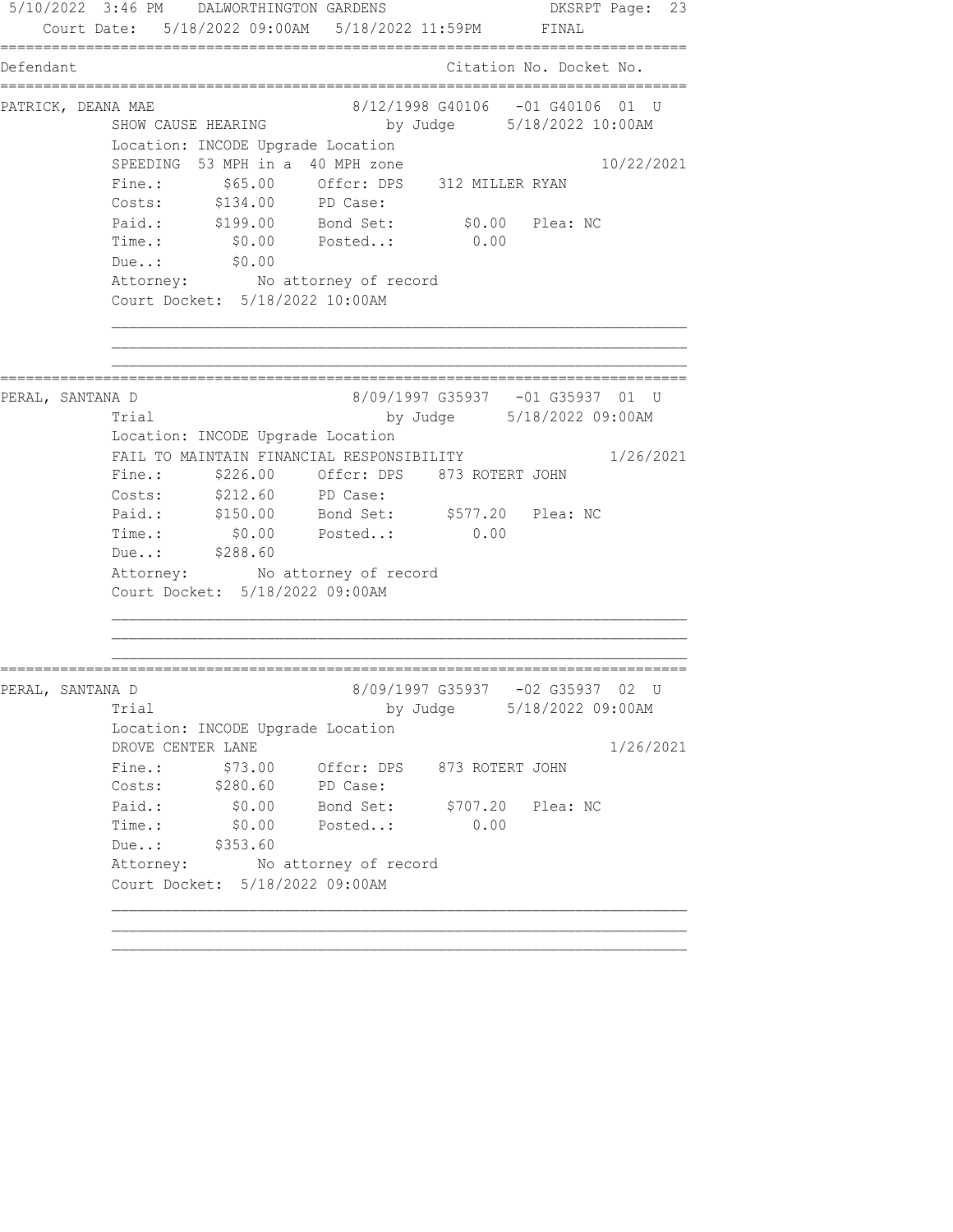5/10/2022 3:46 PM DALWORTHINGTON GARDENS DKSRPT

Court Date: 5/18/2022 09:00AM 5/18/2022 11:59PM FINAL

| Defendant | Citation No. Docket No. |
|---|---|

**PATRICK, DEANA MAE** — 8/12/1998 G40106 -01 G40106 01 U

SHOW CAUSE HEARING by Judge 5/18/2022 10:00AM

Location: INCODE Upgrade Location

SPEEDING 53 MPH in a 40 MPH zone — 10/22/2021

- Fine.: $65.00 — Offcr: DPS 312 MILLER RYAN
- Costs: $134.00 — PD Case:
- Paid.: $199.00 — Bond Set: $0.00 — Plea: NC
- Time.: $0.00 — Posted..: 0.00
- Due..: $0.00

Attorney: No attorney of record

Court Docket: 5/18/2022 10:00AM

---

**PERAL, SANTANA D** — 8/09/1997 G35937 -01 G35937 01 U

Trial by Judge 5/18/2022 09:00AM

Location: INCODE Upgrade Location

FAIL TO MAINTAIN FINANCIAL RESPONSIBILITY — 1/26/2021

- Fine.: $226.00 — Offcr: DPS 873 ROTERT JOHN
- Costs: $212.60 — PD Case:
- Paid.: $150.00 — Bond Set: $577.20 — Plea: NC
- Time.: $0.00 — Posted..: 0.00
- Due..: $288.60

Attorney: No attorney of record

Court Docket: 5/18/2022 09:00AM

---

**PERAL, SANTANA D** — 8/09/1997 G35937 -02 G35937 02 U

Trial by Judge 5/18/2022 09:00AM

Location: INCODE Upgrade Location

DROVE CENTER LANE — 1/26/2021

- Fine.: $73.00 — Offcr: DPS 873 ROTERT JOHN
- Costs: $280.60 — PD Case:
- Paid.: $0.00 — Bond Set: $707.20 — Plea: NC
- Time.: $0.00 — Posted..: 0.00
- Due..: $353.60

Attorney: No attorney of record

Court Docket: 5/18/2022 09:00AM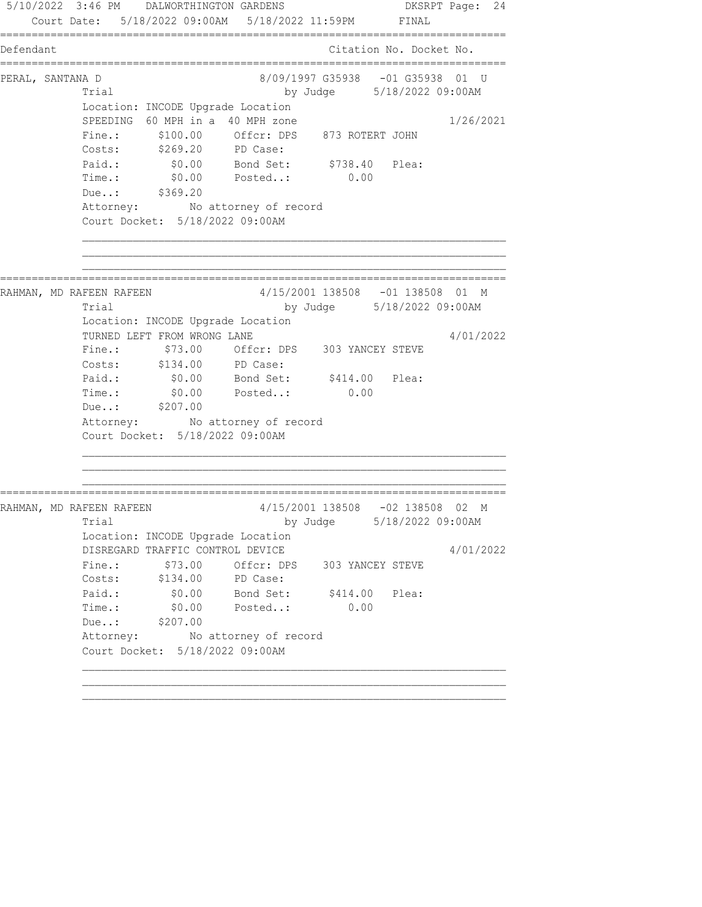5/10/2022 3:46 PM DALWORTHINGTON GARDENS DKSRPT

Court Date: 5/18/2022 09:00AM 5/18/2022 11:59PM FINAL

```
===============================================================================
Defendant                                          Citation No. Docket No.
===============================================================================
PERAL, SANTANA D                      8/09/1997 G35938   -01 G35938  01  U
             Trial                          by Judge     5/18/2022 09:00AM
             Location: INCODE Upgrade Location
             SPEEDING  60 MPH in a  40 MPH zone                        1/26/2021
             Fine.:      $100.00     Offcr: DPS    873 ROTERT JOHN
             Costs:      $269.20     PD Case:
             Paid.:        $0.00     Bond Set:      $738.40   Plea:
             Time.:        $0.00     Posted..:         0.00
             Due..:      $369.20
             Attorney:        No attorney of record
             Court Docket:  5/18/2022 09:00AM

             ________________________________________________________________
             ________________________________________________________________
             ________________________________________________________________
===============================================================================
RAHMAN, MD RAFEEN RAFEEN              4/15/2001 138508   -01 138508  01  M
             Trial                          by Judge     5/18/2022 09:00AM
             Location: INCODE Upgrade Location
             TURNED LEFT FROM WRONG LANE                                4/01/2022
             Fine.:       $73.00     Offcr: DPS    303 YANCEY STEVE
             Costs:      $134.00     PD Case:
             Paid.:        $0.00     Bond Set:      $414.00   Plea:
             Time.:        $0.00     Posted..:         0.00
             Due..:      $207.00
             Attorney:        No attorney of record
             Court Docket:  5/18/2022 09:00AM

             ________________________________________________________________
             ________________________________________________________________
             ________________________________________________________________
===============================================================================
RAHMAN, MD RAFEEN RAFEEN              4/15/2001 138508   -02 138508  02  M
             Trial                          by Judge     5/18/2022 09:00AM
             Location: INCODE Upgrade Location
             DISREGARD TRAFFIC CONTROL DEVICE                           4/01/2022
             Fine.:       $73.00     Offcr: DPS    303 YANCEY STEVE
             Costs:      $134.00     PD Case:
             Paid.:        $0.00     Bond Set:      $414.00   Plea:
             Time.:        $0.00     Posted..:         0.00
             Due..:      $207.00
             Attorney:        No attorney of record
             Court Docket:  5/18/2022 09:00AM

             ________________________________________________________________
             ________________________________________________________________
             ________________________________________________________________
```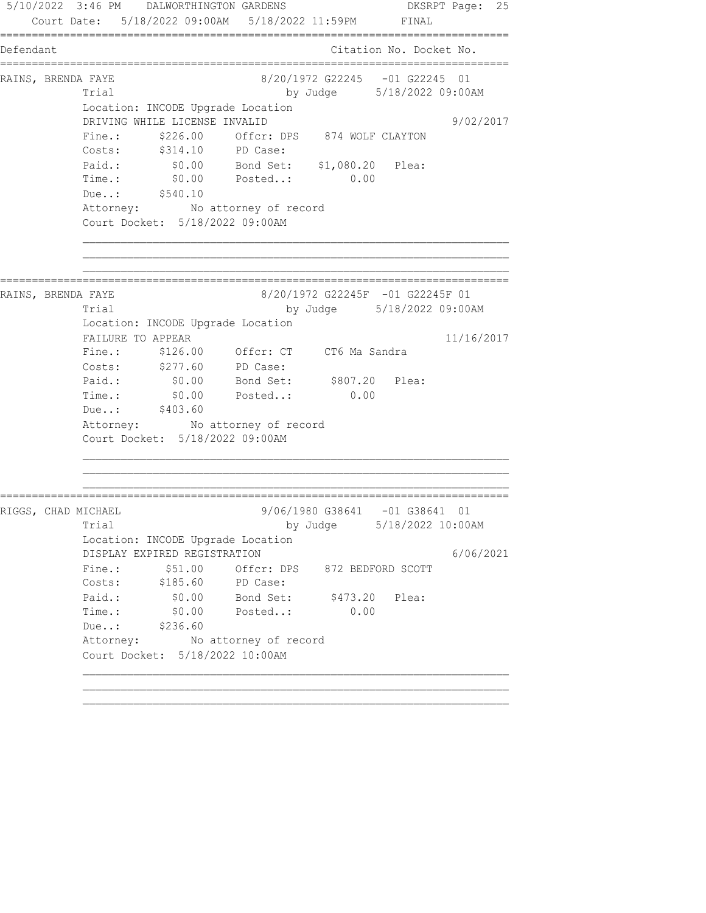5/10/2022 3:46 PM DALWORTHINGTON GARDENS DKSRPT Page: 25
Court Date: 5/18/2022 09:00AM 5/18/2022 11:59PM FINAL

```
================================================================================
Defendant                                         Citation No. Docket No.
================================================================================
RAINS, BRENDA FAYE                    8/20/1972 G22245   -01 G22245  01
          Trial                            by Judge      5/18/2022 09:00AM
          Location: INCODE Upgrade Location
          DRIVING WHILE LICENSE INVALID                                9/02/2017
          Fine.:      $226.00     Offcr: DPS    874 WOLF CLAYTON
          Costs:      $314.10     PD Case:
          Paid.:        $0.00     Bond Set:    $1,080.20   Plea:
          Time.:        $0.00     Posted..:         0.00
          Due..:      $540.10
          Attorney:        No attorney of record
          Court Docket:  5/18/2022 09:00AM

          ______________________________________________________________________
          ______________________________________________________________________
          ______________________________________________________________________
================================================================================
RAINS, BRENDA FAYE                    8/20/1972 G22245F  -01 G22245F 01
          Trial                            by Judge      5/18/2022 09:00AM
          Location: INCODE Upgrade Location
          FAILURE TO APPEAR                                           11/16/2017
          Fine.:      $126.00     Offcr: CT     CT6 Ma Sandra
          Costs:      $277.60     PD Case:
          Paid.:        $0.00     Bond Set:      $807.20   Plea:
          Time.:        $0.00     Posted..:         0.00
          Due..:      $403.60
          Attorney:        No attorney of record
          Court Docket:  5/18/2022 09:00AM

          ______________________________________________________________________
          ______________________________________________________________________
          ______________________________________________________________________
================================================================================
RIGGS, CHAD MICHAEL                   9/06/1980 G38641   -01 G38641  01
          Trial                            by Judge      5/18/2022 10:00AM
          Location: INCODE Upgrade Location
          DISPLAY EXPIRED REGISTRATION                                 6/06/2021
          Fine.:       $51.00     Offcr: DPS    872 BEDFORD SCOTT
          Costs:      $185.60     PD Case:
          Paid.:        $0.00     Bond Set:      $473.20   Plea:
          Time.:        $0.00     Posted..:         0.00
          Due..:      $236.60
          Attorney:        No attorney of record
          Court Docket:  5/18/2022 10:00AM

          ______________________________________________________________________
          ______________________________________________________________________
          ______________________________________________________________________
```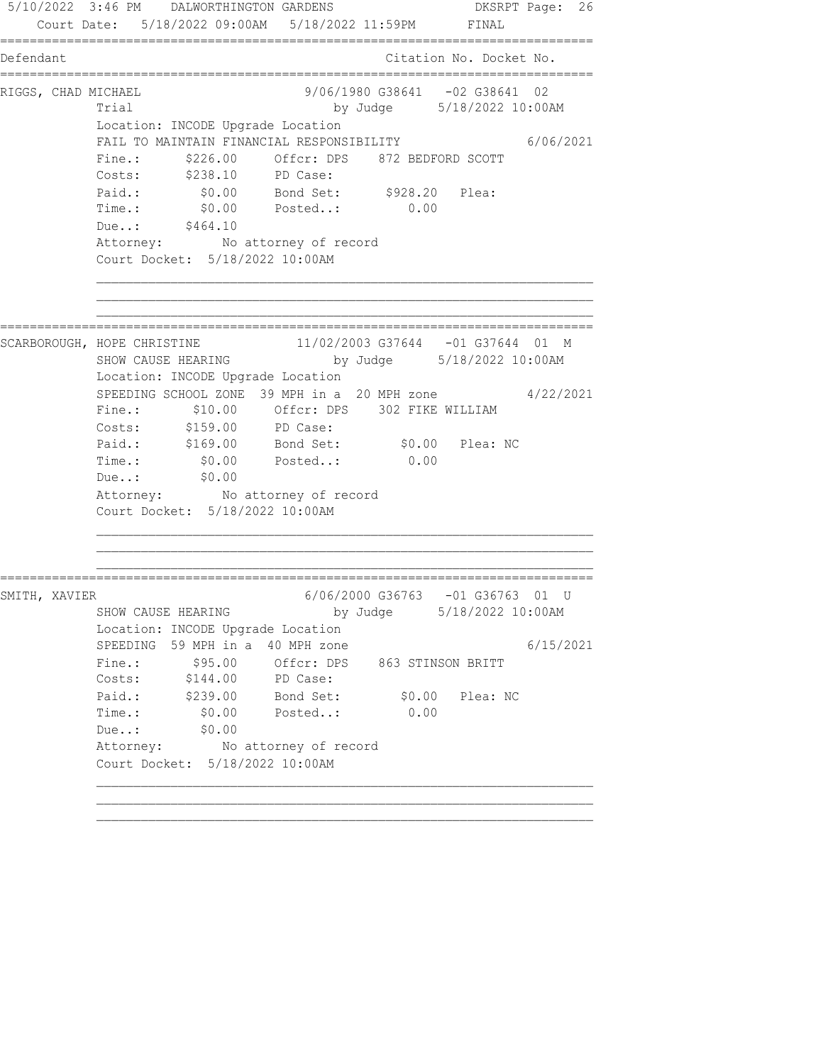Court Date: 5/18/2022 09:00AM 5/18/2022 11:59PM FINAL

| Defendant | | Citation No. | Docket No. |
|---|---|---|---|

**RIGGS, CHAD MICHAEL** — 9/06/1980 G38641 -02 G38641 02

Trial by Judge 5/18/2022 10:00AM

Location: INCODE Upgrade Location

FAIL TO MAINTAIN FINANCIAL RESPONSIBILITY 6/06/2021

| | | | |
|---|---|---|---|
| Fine.: | $226.00 | Offcr: DPS | 872 BEDFORD SCOTT |
| Costs: | $238.10 | PD Case: | |
| Paid.: | $0.00 | Bond Set: | $928.20 Plea: |
| Time.: | $0.00 | Posted..: | 0.00 |
| Due..: | $464.10 | | |

Attorney: No attorney of record

Court Docket: 5/18/2022 10:00AM

---

**SCARBOROUGH, HOPE CHRISTINE** — 11/02/2003 G37644 -01 G37644 01 M

SHOW CAUSE HEARING by Judge 5/18/2022 10:00AM

Location: INCODE Upgrade Location

SPEEDING SCHOOL ZONE 39 MPH in a 20 MPH zone 4/22/2021

| | | | |
|---|---|---|---|
| Fine.: | $10.00 | Offcr: DPS | 302 FIKE WILLIAM |
| Costs: | $159.00 | PD Case: | |
| Paid.: | $169.00 | Bond Set: | $0.00 Plea: NC |
| Time.: | $0.00 | Posted..: | 0.00 |
| Due..: | $0.00 | | |

Attorney: No attorney of record

Court Docket: 5/18/2022 10:00AM

---

**SMITH, XAVIER** — 6/06/2000 G36763 -01 G36763 01 U

SHOW CAUSE HEARING by Judge 5/18/2022 10:00AM

Location: INCODE Upgrade Location

SPEEDING 59 MPH in a 40 MPH zone 6/15/2021

| | | | |
|---|---|---|---|
| Fine.: | $95.00 | Offcr: DPS | 863 STINSON BRITT |
| Costs: | $144.00 | PD Case: | |
| Paid.: | $239.00 | Bond Set: | $0.00 Plea: NC |
| Time.: | $0.00 | Posted..: | 0.00 |
| Due..: | $0.00 | | |

Attorney: No attorney of record

Court Docket: 5/18/2022 10:00AM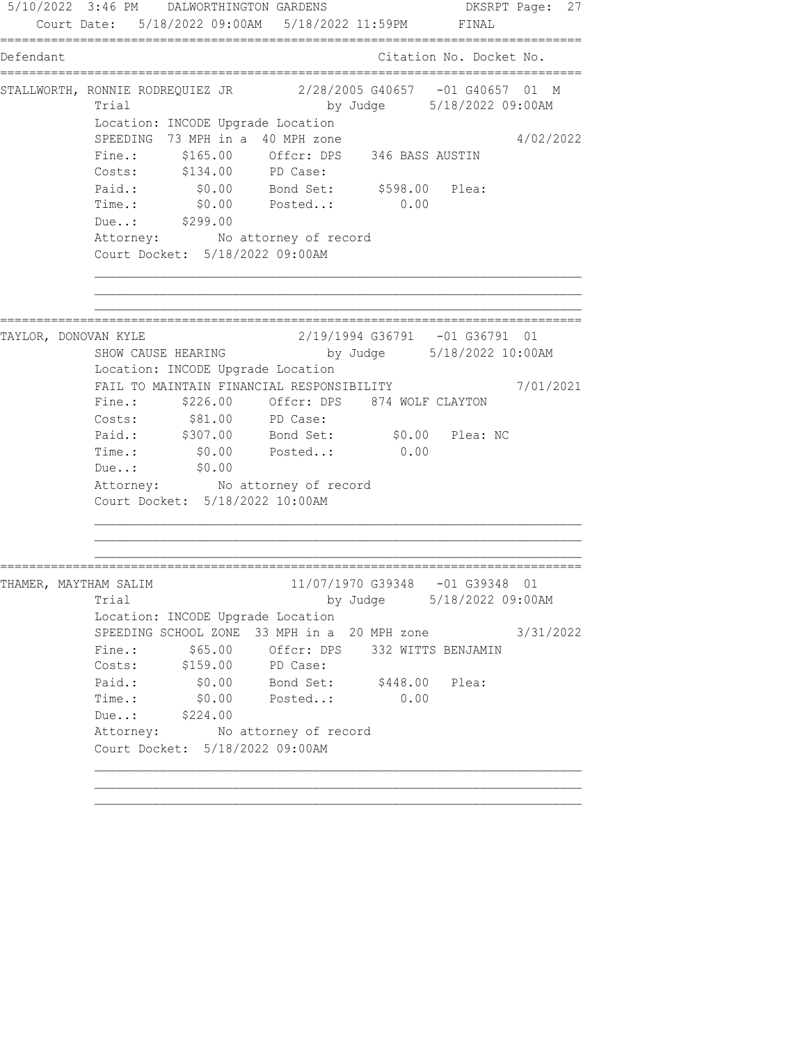Court Date: 5/18/2022 09:00AM 5/18/2022 11:59PM FINAL

| Defendant | Citation No. Docket No. |
|---|---|

**STALLWORTH, RONNIE RODREQUIEZ JR** 2/28/2005 G40657 -01 G40657 01 M

Trial by Judge 5/18/2022 09:00AM

Location: INCODE Upgrade Location

SPEEDING 73 MPH in a 40 MPH zone 4/02/2022

Fine.: $165.00 Offcr: DPS 346 BASS AUSTIN

Costs: $134.00 PD Case:

Paid.: $0.00 Bond Set: $598.00 Plea:

Time.: $0.00 Posted..: 0.00

Due..: $299.00

Attorney: No attorney of record

Court Docket: 5/18/2022 09:00AM

---

**TAYLOR, DONOVAN KYLE** 2/19/1994 G36791 -01 G36791 01

SHOW CAUSE HEARING by Judge 5/18/2022 10:00AM

Location: INCODE Upgrade Location

FAIL TO MAINTAIN FINANCIAL RESPONSIBILITY 7/01/2021

Fine.: $226.00 Offcr: DPS 874 WOLF CLAYTON

Costs: $81.00 PD Case:

Paid.: $307.00 Bond Set: $0.00 Plea: NC

Time.: $0.00 Posted..: 0.00

Due..: $0.00

Attorney: No attorney of record

Court Docket: 5/18/2022 10:00AM

---

**THAMER, MAYTHAM SALIM** 11/07/1970 G39348 -01 G39348 01

Trial by Judge 5/18/2022 09:00AM

Location: INCODE Upgrade Location

SPEEDING SCHOOL ZONE 33 MPH in a 20 MPH zone 3/31/2022

Fine.: $65.00 Offcr: DPS 332 WITTS BENJAMIN

Costs: $159.00 PD Case:

Paid.: $0.00 Bond Set: $448.00 Plea:

Time.: $0.00 Posted..: 0.00

Due..: $224.00

Attorney: No attorney of record

Court Docket: 5/18/2022 09:00AM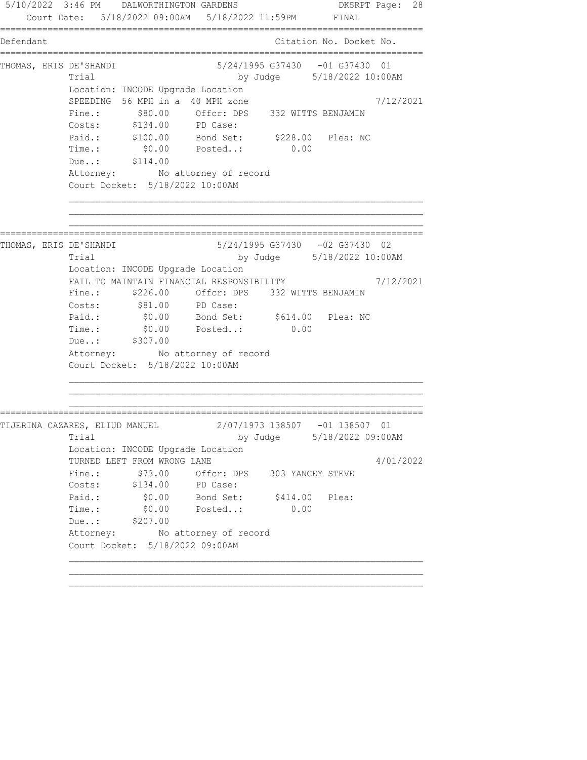5/10/2022 3:46 PM DALWORTHINGTON GARDENS DKSRPT Page: 28

Court Date: 5/18/2022 09:00AM 5/18/2022 11:59PM FINAL

Defendant | Citation No. Docket No.

---

**THOMAS, ERIS DE'SHANDI** 5/24/1995 G37430 -01 G37430 01

Trial by Judge 5/18/2022 10:00AM

Location: INCODE Upgrade Location

SPEEDING 56 MPH in a 40 MPH zone 7/12/2021

Fine.: $80.00 Offcr: DPS 332 WITTS BENJAMIN

Costs: $134.00 PD Case:

Paid.: $100.00 Bond Set: $228.00 Plea: NC

Time.: $0.00 Posted..: 0.00

Due..: $114.00

Attorney: No attorney of record

Court Docket: 5/18/2022 10:00AM

---

**THOMAS, ERIS DE'SHANDI** 5/24/1995 G37430 -02 G37430 02

Trial by Judge 5/18/2022 10:00AM

Location: INCODE Upgrade Location

FAIL TO MAINTAIN FINANCIAL RESPONSIBILITY 7/12/2021

Fine.: $226.00 Offcr: DPS 332 WITTS BENJAMIN

Costs: $81.00 PD Case:

Paid.: $0.00 Bond Set: $614.00 Plea: NC

Time.: $0.00 Posted..: 0.00

Due..: $307.00

Attorney: No attorney of record

Court Docket: 5/18/2022 10:00AM

---

**TIJERINA CAZARES, ELIUD MANUEL** 2/07/1973 138507 -01 138507 01

Trial by Judge 5/18/2022 09:00AM

Location: INCODE Upgrade Location

TURNED LEFT FROM WRONG LANE 4/01/2022

Fine.: $73.00 Offcr: DPS 303 YANCEY STEVE

Costs: $134.00 PD Case:

Paid.: $0.00 Bond Set: $414.00 Plea:

Time.: $0.00 Posted..: 0.00

Due..: $207.00

Attorney: No attorney of record

Court Docket: 5/18/2022 09:00AM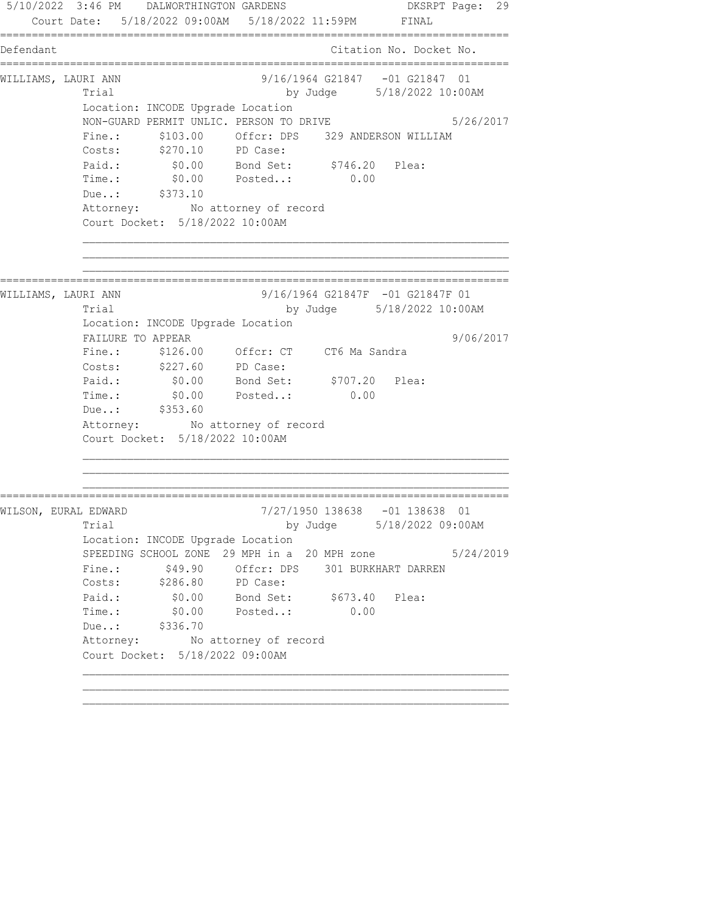Court Date: 5/18/2022 09:00AM 5/18/2022 11:59PM FINAL

| Defendant | Citation No. Docket No. |
|---|---|

**WILLIAMS, LAURI ANN** — 9/16/1964 G21847 -01 G21847 01

Trial — by Judge 5/18/2022 10:00AM

Location: INCODE Upgrade Location

NON-GUARD PERMIT UNLIC. PERSON TO DRIVE — 5/26/2017

| | | | |
|---|---|---|---|
| Fine.: | $103.00 | Offcr: DPS | 329 ANDERSON WILLIAM |
| Costs: | $270.10 | PD Case: | |
| Paid.: | $0.00 | Bond Set: | $746.20 Plea: |
| Time.: | $0.00 | Posted..: | 0.00 |
| Due..: | $373.10 | | |

Attorney: No attorney of record

Court Docket: 5/18/2022 10:00AM

---

**WILLIAMS, LAURI ANN** — 9/16/1964 G21847F -01 G21847F 01

Trial — by Judge 5/18/2022 10:00AM

Location: INCODE Upgrade Location

FAILURE TO APPEAR — 9/06/2017

| | | | |
|---|---|---|---|
| Fine.: | $126.00 | Offcr: CT | CT6 Ma Sandra |
| Costs: | $227.60 | PD Case: | |
| Paid.: | $0.00 | Bond Set: | $707.20 Plea: |
| Time.: | $0.00 | Posted..: | 0.00 |
| Due..: | $353.60 | | |

Attorney: No attorney of record

Court Docket: 5/18/2022 10:00AM

---

**WILSON, EURAL EDWARD** — 7/27/1950 138638 -01 138638 01

Trial — by Judge 5/18/2022 09:00AM

Location: INCODE Upgrade Location

SPEEDING SCHOOL ZONE 29 MPH in a 20 MPH zone — 5/24/2019

| | | | |
|---|---|---|---|
| Fine.: | $49.90 | Offcr: DPS | 301 BURKHART DARREN |
| Costs: | $286.80 | PD Case: | |
| Paid.: | $0.00 | Bond Set: | $673.40 Plea: |
| Time.: | $0.00 | Posted..: | 0.00 |
| Due..: | $336.70 | | |

Attorney: No attorney of record

Court Docket: 5/18/2022 09:00AM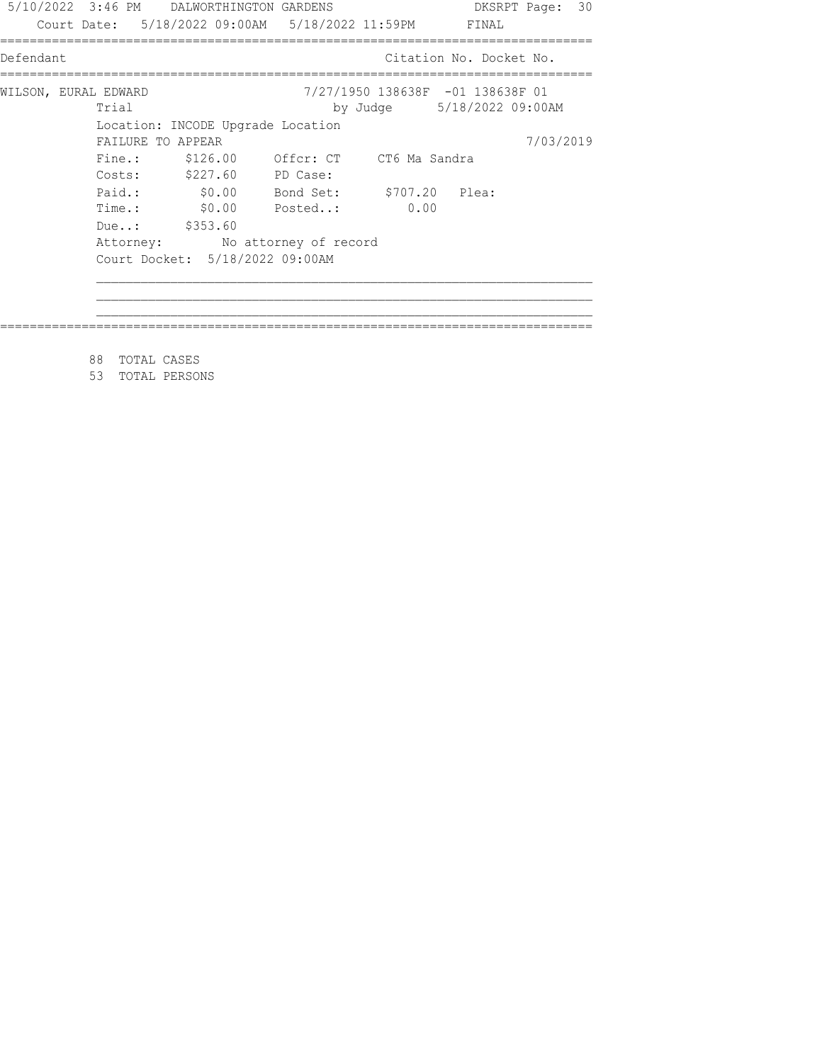5/10/2022 3:46 PM DALWORTHINGTON GARDENS DKSRPT Page: 30

Court Date: 5/18/2022 09:00AM 5/18/2022 11:59PM FINAL

| Defendant | | Citation No. | Docket No. |
|---|---|---|---|
| WILSON, EURAL EDWARD | 7/27/1950 | 138638F -01 | 138638F 01 |

Trial by Judge 5/18/2022 09:00AM

Location: INCODE Upgrade Location

FAILURE TO APPEAR 7/03/2019

| | | | | |
|---|---|---|---|---|
| Fine.: | $126.00 | Offcr: CT | CT6 Ma Sandra | |
| Costs: | $227.60 | PD Case: | | |
| Paid.: | $0.00 | Bond Set: | $707.20 | Plea: |
| Time.: | $0.00 | Posted..: | 0.00 | |
| Due..: | $353.60 | | | |

Attorney: No attorney of record

Court Docket: 5/18/2022 09:00AM

88 TOTAL CASES

53 TOTAL PERSONS